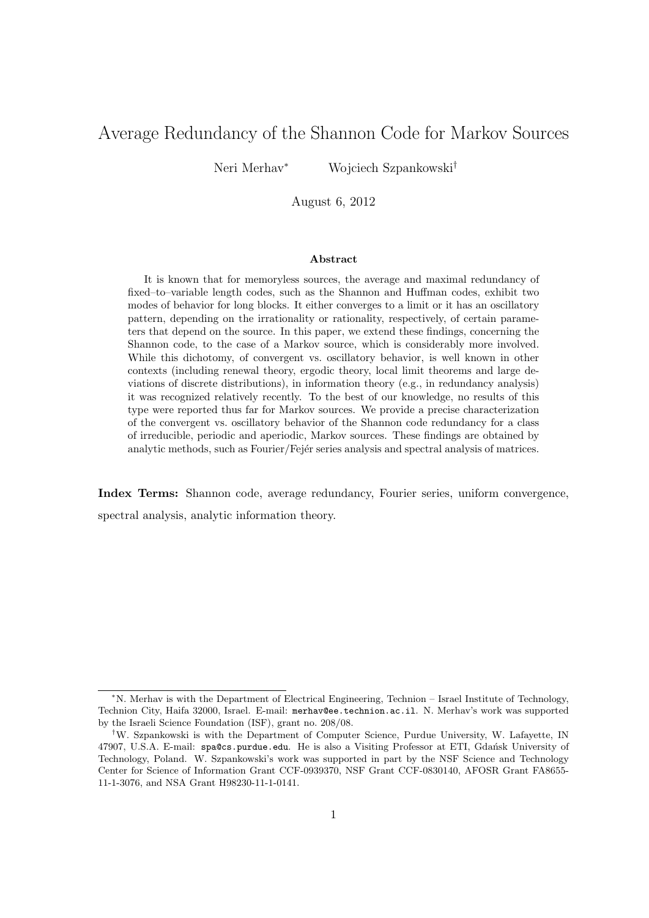# Average Redundancy of the Shannon Code for Markov Sources

Neri Merhav* Wojciech Szpankowski†

August 6, 2012

### Abstract

It is known that for memoryless sources, the average and maximal redundancy of fixed–to–variable length codes, such as the Shannon and Huffman codes, exhibit two modes of behavior for long blocks. It either converges to a limit or it has an oscillatory pattern, depending on the irrationality or rationality, respectively, of certain parameters that depend on the source. In this paper, we extend these findings, concerning the Shannon code, to the case of a Markov source, which is considerably more involved. While this dichotomy, of convergent vs. oscillatory behavior, is well known in other contexts (including renewal theory, ergodic theory, local limit theorems and large deviations of discrete distributions), in information theory (e.g., in redundancy analysis) it was recognized relatively recently. To the best of our knowledge, no results of this type were reported thus far for Markov sources. We provide a precise characterization of the convergent vs. oscillatory behavior of the Shannon code redundancy for a class of irreducible, periodic and aperiodic, Markov sources. These findings are obtained by analytic methods, such as Fourier/Fejér series analysis and spectral analysis of matrices.

**Index Terms:** Shannon code, average redundancy, Fourier series, uniform convergence, spectral analysis, analytic information theory.

---

*N. Merhav is with the Department of Electrical Engineering, Technion – Israel Institute of Technology, Technion City, Haifa 32000, Israel. E-mail: merhav@ee.technion.ac.il. N. Merhav's work was supported by the Israeli Science Foundation (ISF), grant no. 208/08.

†W. Szpankowski is with the Department of Computer Science, Purdue University, W. Lafayette, IN 47907, U.S.A. E-mail: spa@cs.purdue.edu. He is also a Visiting Professor at ETI, Gdańsk University of Technology, Poland. W. Szpankowski's work was supported in part by the NSF Science and Technology Center for Science of Information Grant CCF-0939370, NSF Grant CCF-0830140, AFOSR Grant FA8655-11-1-3076, and NSA Grant H98230-11-1-0141.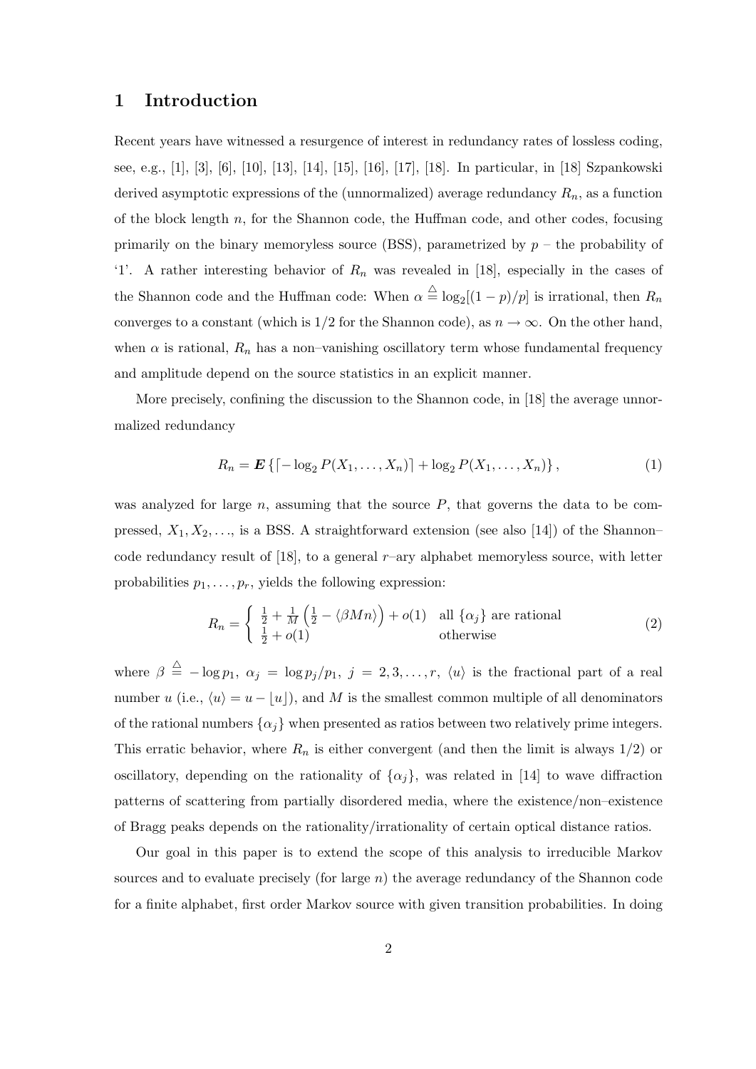# 1 Introduction

Recent years have witnessed a resurgence of interest in redundancy rates of lossless coding, see, e.g., [1], [3], [6], [10], [13], [14], [15], [16], [17], [18]. In particular, in [18] Szpankowski derived asymptotic expressions of the (unnormalized) average redundancy $R_n$, as a function of the block length $n$, for the Shannon code, the Huffman code, and other codes, focusing primarily on the binary memoryless source (BSS), parametrized by $p$ – the probability of '1'. A rather interesting behavior of $R_n$ was revealed in [18], especially in the cases of the Shannon code and the Huffman code: When $\alpha \stackrel{\triangle}{=} \log_2[(1-p)/p]$ is irrational, then $R_n$ converges to a constant (which is $1/2$ for the Shannon code), as $n \to \infty$. On the other hand, when $\alpha$ is rational, $R_n$ has a non–vanishing oscillatory term whose fundamental frequency and amplitude depend on the source statistics in an explicit manner.

More precisely, confining the discussion to the Shannon code, in [18] the average unnormalized redundancy

$$R_n = \boldsymbol{E}\left\{\lceil -\log_2 P(X_1, \ldots, X_n)\rceil + \log_2 P(X_1, \ldots, X_n)\right\}, \tag{1}$$

was analyzed for large $n$, assuming that the source $P$, that governs the data to be compressed, $X_1, X_2, \ldots$, is a BSS. A straightforward extension (see also [14]) of the Shannon–code redundancy result of [18], to a general $r$–ary alphabet memoryless source, with letter probabilities $p_1, \ldots, p_r$, yields the following expression:

$$R_n = \begin{cases} \frac{1}{2} + \frac{1}{M}\left(\frac{1}{2} - \langle \beta M n \rangle\right) + o(1) & \text{all } \{\alpha_j\} \text{ are rational} \\ \frac{1}{2} + o(1) & \text{otherwise} \end{cases} \tag{2}$$

where $\beta \stackrel{\triangle}{=} -\log p_1$, $\alpha_j = \log p_j/p_1$, $j = 2, 3, \ldots, r$, $\langle u \rangle$ is the fractional part of a real number $u$ (i.e., $\langle u \rangle = u - \lfloor u \rfloor$), and $M$ is the smallest common multiple of all denominators of the rational numbers $\{\alpha_j\}$ when presented as ratios between two relatively prime integers. This erratic behavior, where $R_n$ is either convergent (and then the limit is always $1/2$) or oscillatory, depending on the rationality of $\{\alpha_j\}$, was related in [14] to wave diffraction patterns of scattering from partially disordered media, where the existence/non–existence of Bragg peaks depends on the rationality/irrationality of certain optical distance ratios.

Our goal in this paper is to extend the scope of this analysis to irreducible Markov sources and to evaluate precisely (for large $n$) the average redundancy of the Shannon code for a finite alphabet, first order Markov source with given transition probabilities. In doing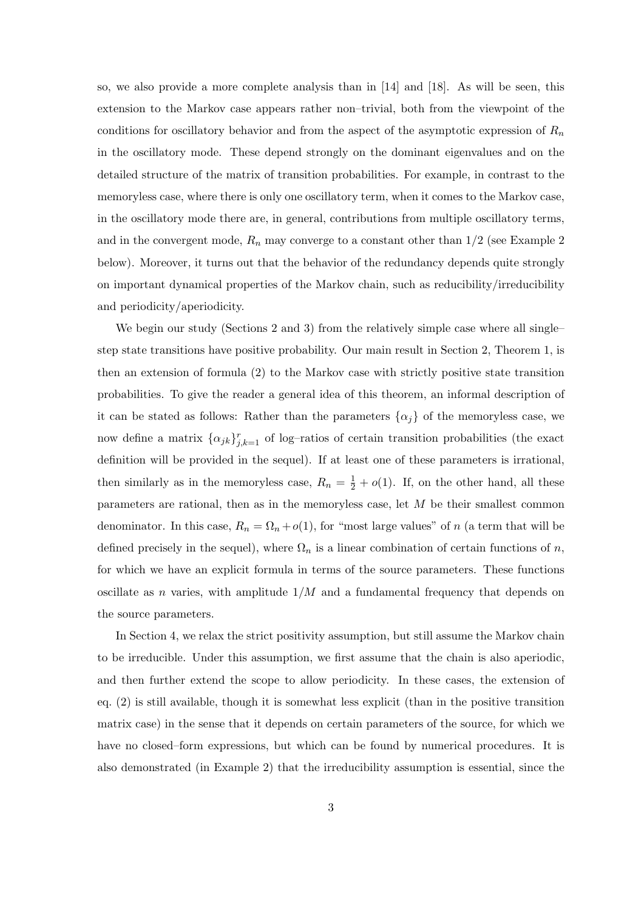so, we also provide a more complete analysis than in [14] and [18]. As will be seen, this extension to the Markov case appears rather non–trivial, both from the viewpoint of the conditions for oscillatory behavior and from the aspect of the asymptotic expression of $R_n$ in the oscillatory mode. These depend strongly on the dominant eigenvalues and on the detailed structure of the matrix of transition probabilities. For example, in contrast to the memoryless case, where there is only one oscillatory term, when it comes to the Markov case, in the oscillatory mode there are, in general, contributions from multiple oscillatory terms, and in the convergent mode, $R_n$ may converge to a constant other than $1/2$ (see Example 2 below). Moreover, it turns out that the behavior of the redundancy depends quite strongly on important dynamical properties of the Markov chain, such as reducibility/irreducibility and periodicity/aperiodicity.

We begin our study (Sections 2 and 3) from the relatively simple case where all single–step state transitions have positive probability. Our main result in Section 2, Theorem 1, is then an extension of formula (2) to the Markov case with strictly positive state transition probabilities. To give the reader a general idea of this theorem, an informal description of it can be stated as follows: Rather than the parameters $\{\alpha_j\}$ of the memoryless case, we now define a matrix $\{\alpha_{jk}\}_{j,k=1}^r$ of log–ratios of certain transition probabilities (the exact definition will be provided in the sequel). If at least one of these parameters is irrational, then similarly as in the memoryless case, $R_n = \frac{1}{2} + o(1)$. If, on the other hand, all these parameters are rational, then as in the memoryless case, let $M$ be their smallest common denominator. In this case, $R_n = \Omega_n + o(1)$, for "most large values" of $n$ (a term that will be defined precisely in the sequel), where $\Omega_n$ is a linear combination of certain functions of $n$, for which we have an explicit formula in terms of the source parameters. These functions oscillate as $n$ varies, with amplitude $1/M$ and a fundamental frequency that depends on the source parameters.

In Section 4, we relax the strict positivity assumption, but still assume the Markov chain to be irreducible. Under this assumption, we first assume that the chain is also aperiodic, and then further extend the scope to allow periodicity. In these cases, the extension of eq. (2) is still available, though it is somewhat less explicit (than in the positive transition matrix case) in the sense that it depends on certain parameters of the source, for which we have no closed–form expressions, but which can be found by numerical procedures. It is also demonstrated (in Example 2) that the irreducibility assumption is essential, since the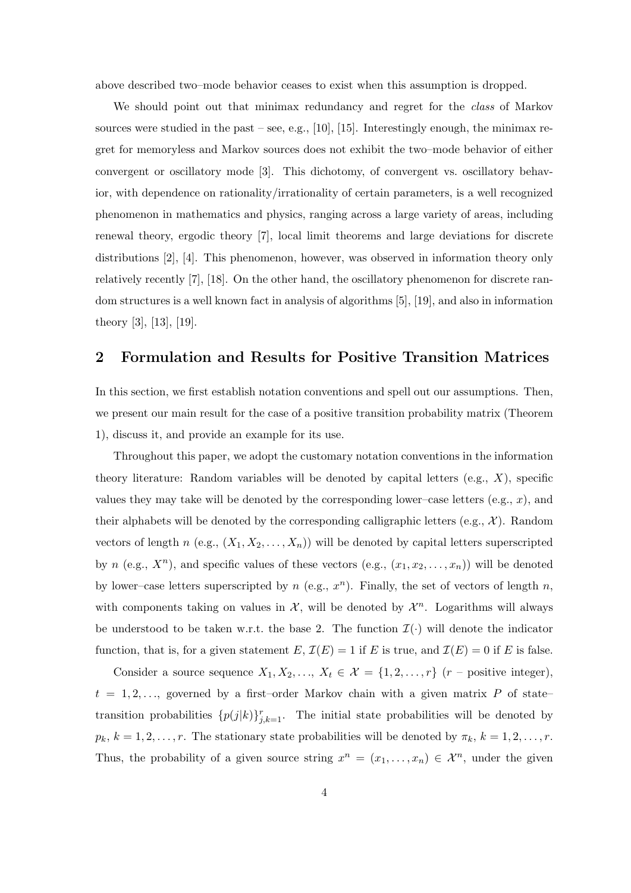above described two–mode behavior ceases to exist when this assumption is dropped.

We should point out that minimax redundancy and regret for the *class* of Markov sources were studied in the past – see, e.g., [10], [15]. Interestingly enough, the minimax regret for memoryless and Markov sources does not exhibit the two–mode behavior of either convergent or oscillatory mode [3]. This dichotomy, of convergent vs. oscillatory behavior, with dependence on rationality/irrationality of certain parameters, is a well recognized phenomenon in mathematics and physics, ranging across a large variety of areas, including renewal theory, ergodic theory [7], local limit theorems and large deviations for discrete distributions [2], [4]. This phenomenon, however, was observed in information theory only relatively recently [7], [18]. On the other hand, the oscillatory phenomenon for discrete random structures is a well known fact in analysis of algorithms [5], [19], and also in information theory [3], [13], [19].

## 2 Formulation and Results for Positive Transition Matrices

In this section, we first establish notation conventions and spell out our assumptions. Then, we present our main result for the case of a positive transition probability matrix (Theorem 1), discuss it, and provide an example for its use.

Throughout this paper, we adopt the customary notation conventions in the information theory literature: Random variables will be denoted by capital letters (e.g., $X$), specific values they may take will be denoted by the corresponding lower–case letters (e.g., $x$), and their alphabets will be denoted by the corresponding calligraphic letters (e.g., $\mathcal{X}$). Random vectors of length $n$ (e.g., $(X_1, X_2, \ldots, X_n)$) will be denoted by capital letters superscripted by $n$ (e.g., $X^n$), and specific values of these vectors (e.g., $(x_1, x_2, \ldots, x_n)$) will be denoted by lower–case letters superscripted by $n$ (e.g., $x^n$). Finally, the set of vectors of length $n$, with components taking on values in $\mathcal{X}$, will be denoted by $\mathcal{X}^n$. Logarithms will always be understood to be taken w.r.t. the base 2. The function $\mathcal{I}(\cdot)$ will denote the indicator function, that is, for a given statement $E$, $\mathcal{I}(E) = 1$ if $E$ is true, and $\mathcal{I}(E) = 0$ if $E$ is false.

Consider a source sequence $X_1, X_2, \ldots, X_t \in \mathcal{X} = \{1, 2, \ldots, r\}$ ($r$ – positive integer), $t = 1, 2, \ldots$, governed by a first–order Markov chain with a given matrix $P$ of state–transition probabilities $\{p(j|k)\}_{j,k=1}^{r}$. The initial state probabilities will be denoted by $p_k$, $k = 1, 2, \ldots, r$. The stationary state probabilities will be denoted by $\pi_k$, $k = 1, 2, \ldots, r$. Thus, the probability of a given source string $x^n = (x_1, \ldots, x_n) \in \mathcal{X}^n$, under the given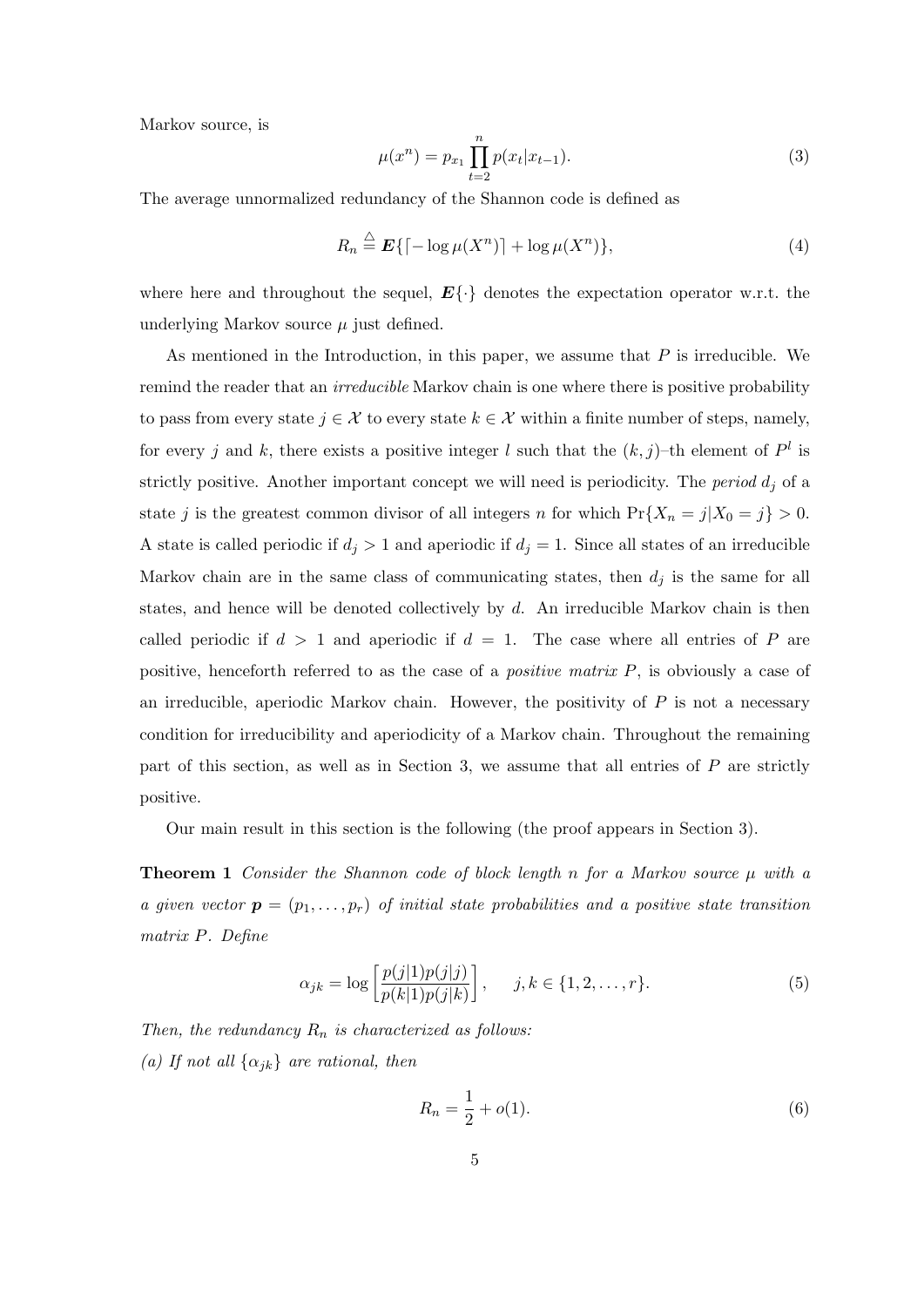Markov source, is

$$\mu(x^n) = p_{x_1} \prod_{t=2}^{n} p(x_t|x_{t-1}). \tag{3}$$

The average unnormalized redundancy of the Shannon code is defined as

$$R_n \stackrel{\triangle}{=} \boldsymbol{E}\{\lceil -\log \mu(X^n) \rceil + \log \mu(X^n)\}, \tag{4}$$

where here and throughout the sequel, $\boldsymbol{E}\{\cdot\}$ denotes the expectation operator w.r.t. the underlying Markov source $\mu$ just defined.

As mentioned in the Introduction, in this paper, we assume that $P$ is irreducible. We remind the reader that an *irreducible* Markov chain is one where there is positive probability to pass from every state $j \in \mathcal{X}$ to every state $k \in \mathcal{X}$ within a finite number of steps, namely, for every $j$ and $k$, there exists a positive integer $l$ such that the $(k, j)$–th element of $P^l$ is strictly positive. Another important concept we will need is periodicity. The *period* $d_j$ of a state $j$ is the greatest common divisor of all integers $n$ for which $\Pr\{X_n = j | X_0 = j\} > 0$. A state is called periodic if $d_j > 1$ and aperiodic if $d_j = 1$. Since all states of an irreducible Markov chain are in the same class of communicating states, then $d_j$ is the same for all states, and hence will be denoted collectively by $d$. An irreducible Markov chain is then called periodic if $d > 1$ and aperiodic if $d = 1$. The case where all entries of $P$ are positive, henceforth referred to as the case of a *positive matrix* $P$, is obviously a case of an irreducible, aperiodic Markov chain. However, the positivity of $P$ is not a necessary condition for irreducibility and aperiodicity of a Markov chain. Throughout the remaining part of this section, as well as in Section 3, we assume that all entries of $P$ are strictly positive.

Our main result in this section is the following (the proof appears in Section 3).

**Theorem 1** *Consider the Shannon code of block length $n$ for a Markov source $\mu$ with a given vector $\boldsymbol{p} = (p_1, \ldots, p_r)$ of initial state probabilities and a positive state transition matrix $P$. Define*

$$\alpha_{jk} = \log \left[ \frac{p(j|1)p(j|j)}{p(k|1)p(j|k)} \right], \quad j, k \in \{1, 2, \ldots, r\}. \tag{5}$$

*Then, the redundancy $R_n$ is characterized as follows:*

*(a) If not all $\{\alpha_{jk}\}$ are rational, then*

$$R_n = \frac{1}{2} + o(1). \tag{6}$$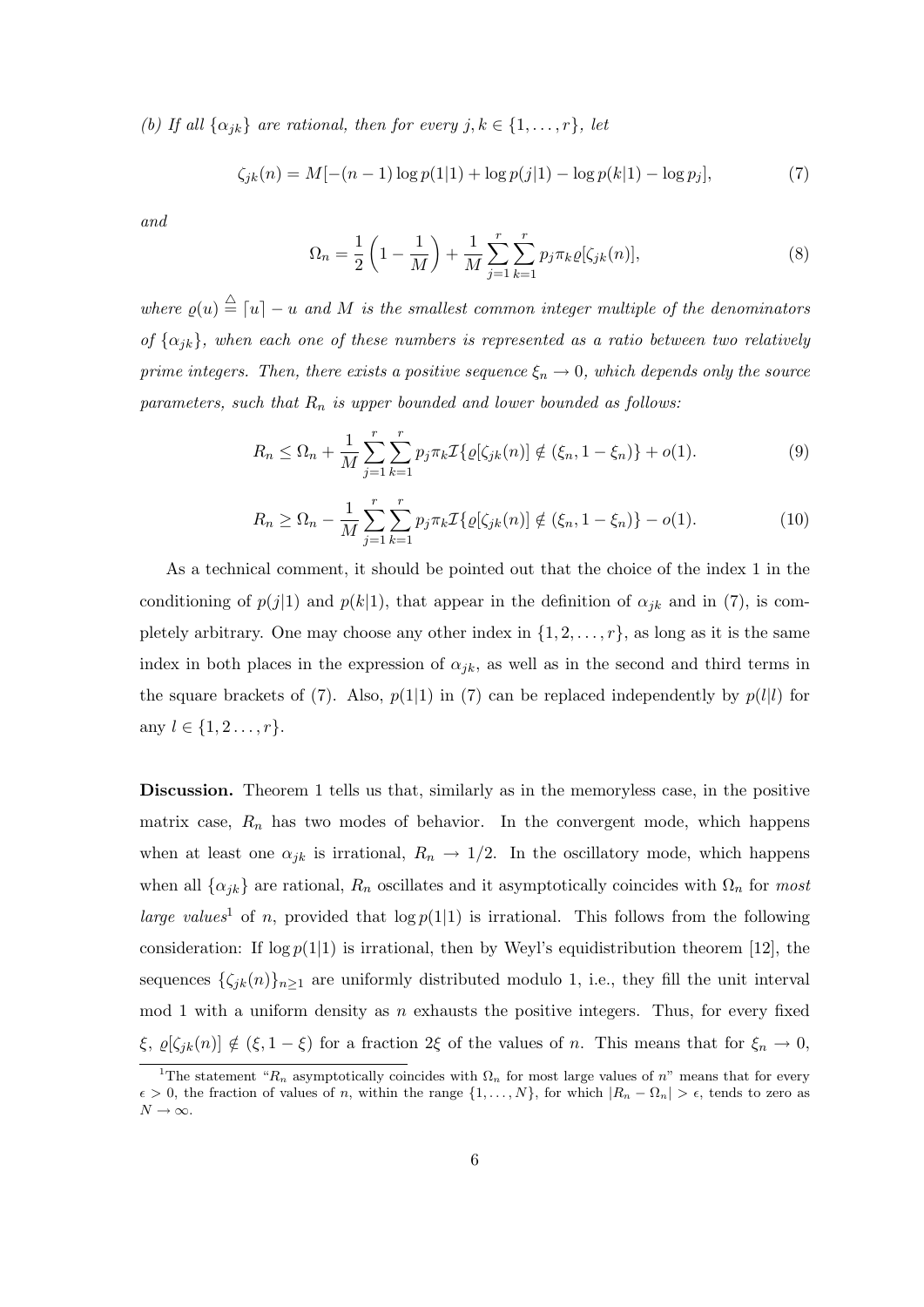*(b) If all $\{\alpha_{jk}\}$ are rational, then for every $j, k \in \{1, \ldots, r\}$, let*

$$\zeta_{jk}(n) = M[-(n-1)\log p(1|1) + \log p(j|1) - \log p(k|1) - \log p_j], \tag{7}$$

*and*

$$\Omega_n = \frac{1}{2}\left(1 - \frac{1}{M}\right) + \frac{1}{M}\sum_{j=1}^{r}\sum_{k=1}^{r} p_j \pi_k \varrho[\zeta_{jk}(n)], \tag{8}$$

*where $\varrho(u) \stackrel{\triangle}{=} \lceil u \rceil - u$ and $M$ is the smallest common integer multiple of the denominators of $\{\alpha_{jk}\}$, when each one of these numbers is represented as a ratio between two relatively prime integers. Then, there exists a positive sequence $\xi_n \to 0$, which depends only the source parameters, such that $R_n$ is upper bounded and lower bounded as follows:*

$$R_n \leq \Omega_n + \frac{1}{M}\sum_{j=1}^{r}\sum_{k=1}^{r} p_j \pi_k \mathcal{I}\{\varrho[\zeta_{jk}(n)] \notin (\xi_n, 1 - \xi_n)\} + o(1). \tag{9}$$

$$R_n \geq \Omega_n - \frac{1}{M}\sum_{j=1}^{r}\sum_{k=1}^{r} p_j \pi_k \mathcal{I}\{\varrho[\zeta_{jk}(n)] \notin (\xi_n, 1 - \xi_n)\} - o(1). \tag{10}$$

As a technical comment, it should be pointed out that the choice of the index 1 in the conditioning of $p(j|1)$ and $p(k|1)$, that appear in the definition of $\alpha_{jk}$ and in (7), is completely arbitrary. One may choose any other index in $\{1, 2, \ldots, r\}$, as long as it is the same index in both places in the expression of $\alpha_{jk}$, as well as in the second and third terms in the square brackets of (7). Also, $p(1|1)$ in (7) can be replaced independently by $p(l|l)$ for any $l \in \{1, 2 \ldots, r\}$.

**Discussion.** Theorem 1 tells us that, similarly as in the memoryless case, in the positive matrix case, $R_n$ has two modes of behavior. In the convergent mode, which happens when at least one $\alpha_{jk}$ is irrational, $R_n \to 1/2$. In the oscillatory mode, which happens when all $\{\alpha_{jk}\}$ are rational, $R_n$ oscillates and it asymptotically coincides with $\Omega_n$ for *most large values*[1] of $n$, provided that $\log p(1|1)$ is irrational. This follows from the following consideration: If $\log p(1|1)$ is irrational, then by Weyl's equidistribution theorem [12], the sequences $\{\zeta_{jk}(n)\}_{n\geq 1}$ are uniformly distributed modulo 1, i.e., they fill the unit interval mod 1 with a uniform density as $n$ exhausts the positive integers. Thus, for every fixed $\xi$, $\varrho[\zeta_{jk}(n)] \notin (\xi, 1 - \xi)$ for a fraction $2\xi$ of the values of $n$. This means that for $\xi_n \to 0$,

[1]The statement "$R_n$ asymptotically coincides with $\Omega_n$ for most large values of $n$" means that for every $\epsilon > 0$, the fraction of values of $n$, within the range $\{1, \ldots, N\}$, for which $|R_n - \Omega_n| > \epsilon$, tends to zero as $N \to \infty$.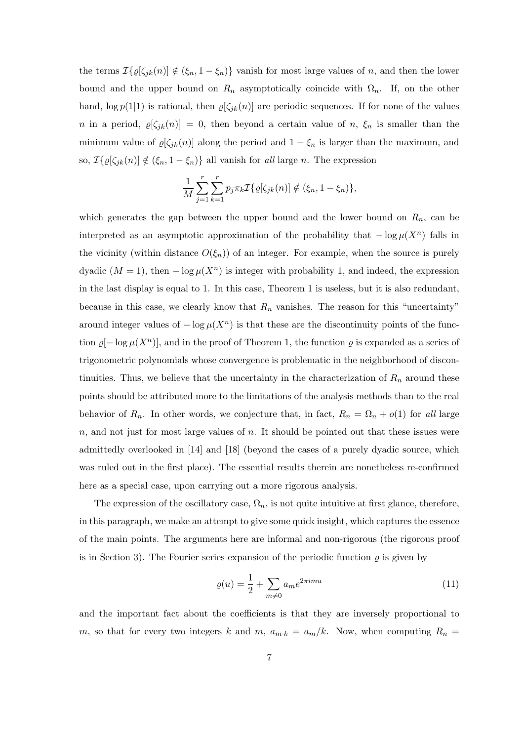the terms $\mathcal{I}\{\varrho[\zeta_{jk}(n)] \notin (\xi_n, 1-\xi_n)\}$ vanish for most large values of $n$, and then the lower bound and the upper bound on $R_n$ asymptotically coincide with $\Omega_n$. If, on the other hand, $\log p(1|1)$ is rational, then $\varrho[\zeta_{jk}(n)]$ are periodic sequences. If for none of the values $n$ in a period, $\varrho[\zeta_{jk}(n)] = 0$, then beyond a certain value of $n$, $\xi_n$ is smaller than the minimum value of $\varrho[\zeta_{jk}(n)]$ along the period and $1-\xi_n$ is larger than the maximum, and so, $\mathcal{I}\{\varrho[\zeta_{jk}(n)] \notin (\xi_n, 1-\xi_n)\}$ all vanish for *all* large $n$. The expression

$$\frac{1}{M}\sum_{j=1}^{r}\sum_{k=1}^{r} p_j \pi_k \mathcal{I}\{\varrho[\zeta_{jk}(n)] \notin (\xi_n, 1-\xi_n)\},$$

which generates the gap between the upper bound and the lower bound on $R_n$, can be interpreted as an asymptotic approximation of the probability that $-\log\mu(X^n)$ falls in the vicinity (within distance $O(\xi_n)$) of an integer. For example, when the source is purely dyadic ($M = 1$), then $-\log\mu(X^n)$ is integer with probability 1, and indeed, the expression in the last display is equal to 1. In this case, Theorem 1 is useless, but it is also redundant, because in this case, we clearly know that $R_n$ vanishes. The reason for this "uncertainty" around integer values of $-\log\mu(X^n)$ is that these are the discontinuity points of the function $\varrho[-\log\mu(X^n)]$, and in the proof of Theorem 1, the function $\varrho$ is expanded as a series of trigonometric polynomials whose convergence is problematic in the neighborhood of discontinuities. Thus, we believe that the uncertainty in the characterization of $R_n$ around these points should be attributed more to the limitations of the analysis methods than to the real behavior of $R_n$. In other words, we conjecture that, in fact, $R_n = \Omega_n + o(1)$ for *all* large $n$, and not just for most large values of $n$. It should be pointed out that these issues were admittedly overlooked in [14] and [18] (beyond the cases of a purely dyadic source, which was ruled out in the first place). The essential results therein are nonetheless re-confirmed here as a special case, upon carrying out a more rigorous analysis.

The expression of the oscillatory case, $\Omega_n$, is not quite intuitive at first glance, therefore, in this paragraph, we make an attempt to give some quick insight, which captures the essence of the main points. The arguments here are informal and non-rigorous (the rigorous proof is in Section 3). The Fourier series expansion of the periodic function $\varrho$ is given by

$$\varrho(u) = \frac{1}{2} + \sum_{m\neq 0} a_m e^{2\pi i m u} \tag{11}$$

and the important fact about the coefficients is that they are inversely proportional to $m$, so that for every two integers $k$ and $m$, $a_{m\cdot k} = a_m/k$. Now, when computing $R_n =$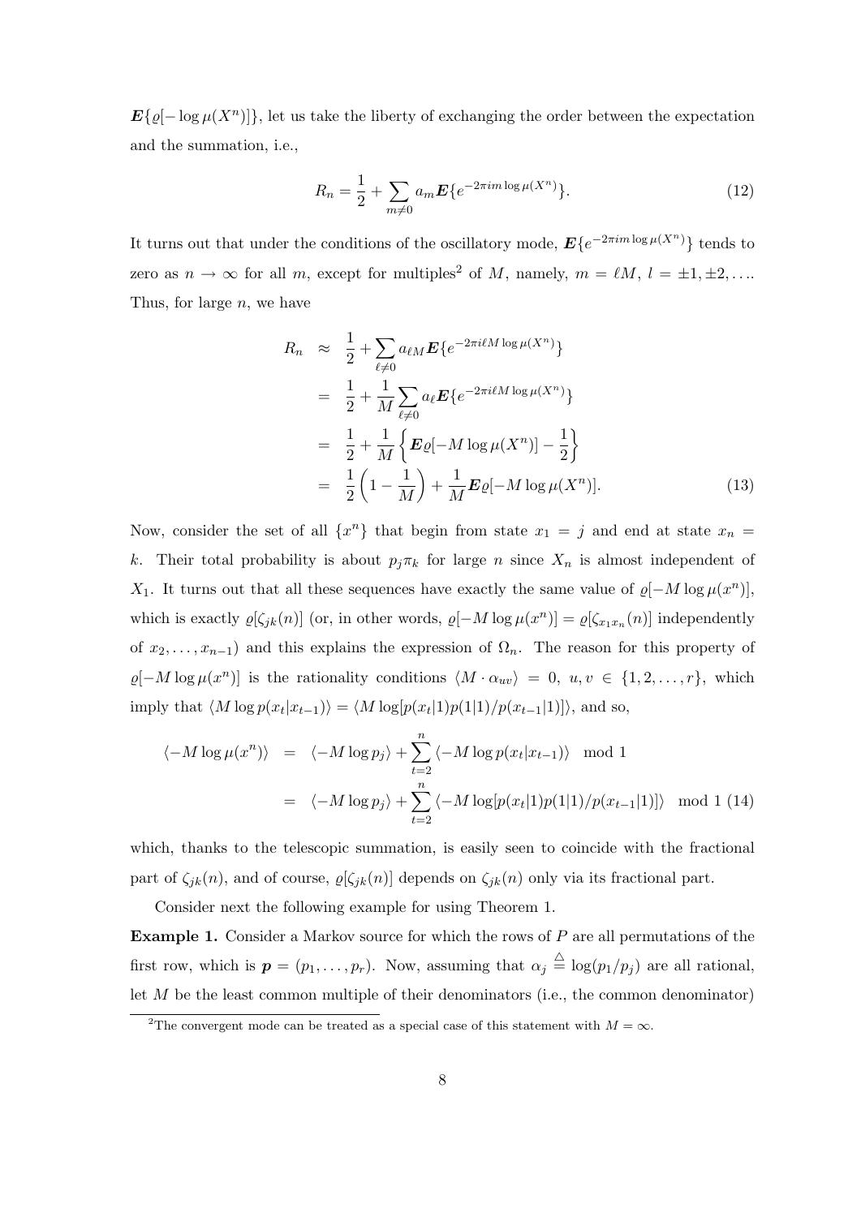$\boldsymbol{E}\{\varrho[-\log \mu(X^n)]\}$, let us take the liberty of exchanging the order between the expectation and the summation, i.e.,

$$R_n = \frac{1}{2} + \sum_{m \neq 0} a_m \boldsymbol{E}\{e^{-2\pi i m \log \mu(X^n)}\}. \tag{12}$$

It turns out that under the conditions of the oscillatory mode, $\boldsymbol{E}\{e^{-2\pi i m \log \mu(X^n)}\}$ tends to zero as $n \to \infty$ for all $m$, except for multiples[2] of $M$, namely, $m = \ell M$, $l = \pm 1, \pm 2, \ldots$. Thus, for large $n$, we have

$$\begin{aligned}
R_n &\approx \frac{1}{2} + \sum_{\ell \neq 0} a_{\ell M} \boldsymbol{E}\{e^{-2\pi i \ell M \log \mu(X^n)}\} \\
&= \frac{1}{2} + \frac{1}{M} \sum_{\ell \neq 0} a_\ell \boldsymbol{E}\{e^{-2\pi i \ell M \log \mu(X^n)}\} \\
&= \frac{1}{2} + \frac{1}{M} \left\{ \boldsymbol{E}\varrho[-M \log \mu(X^n)] - \frac{1}{2} \right\} \\
&= \frac{1}{2}\left(1 - \frac{1}{M}\right) + \frac{1}{M} \boldsymbol{E}\varrho[-M \log \mu(X^n)].
\end{aligned} \tag{13}$$

Now, consider the set of all $\{x^n\}$ that begin from state $x_1 = j$ and end at state $x_n = k$. Their total probability is about $p_j \pi_k$ for large $n$ since $X_n$ is almost independent of $X_1$. It turns out that all these sequences have exactly the same value of $\varrho[-M \log \mu(x^n)]$, which is exactly $\varrho[\zeta_{jk}(n)]$ (or, in other words, $\varrho[-M \log \mu(x^n)] = \varrho[\zeta_{x_1 x_n}(n)]$ independently of $x_2, \ldots, x_{n-1}$) and this explains the expression of $\Omega_n$. The reason for this property of $\varrho[-M \log \mu(x^n)]$ is the rationality conditions $\langle M \cdot \alpha_{uv} \rangle = 0$, $u, v \in \{1, 2, \ldots, r\}$, which imply that $\langle M \log p(x_t|x_{t-1}) \rangle = \langle M \log[p(x_t|1)p(1|1)/p(x_{t-1}|1)] \rangle$, and so,

$$\begin{aligned}
\langle -M \log \mu(x^n) \rangle &= \langle -M \log p_j \rangle + \sum_{t=2}^{n} \langle -M \log p(x_t|x_{t-1}) \rangle \mod 1 \\
&= \langle -M \log p_j \rangle + \sum_{t=2}^{n} \langle -M \log[p(x_t|1)p(1|1)/p(x_{t-1}|1)] \rangle \mod 1
\end{aligned} \tag{14}$$

which, thanks to the telescopic summation, is easily seen to coincide with the fractional part of $\zeta_{jk}(n)$, and of course, $\varrho[\zeta_{jk}(n)]$ depends on $\zeta_{jk}(n)$ only via its fractional part.

Consider next the following example for using Theorem 1.

**Example 1.** Consider a Markov source for which the rows of $P$ are all permutations of the first row, which is $\boldsymbol{p} = (p_1, \ldots, p_r)$. Now, assuming that $\alpha_j \stackrel{\triangle}{=} \log(p_1/p_j)$ are all rational, let $M$ be the least common multiple of their denominators (i.e., the common denominator)

[2] The convergent mode can be treated as a special case of this statement with $M = \infty$.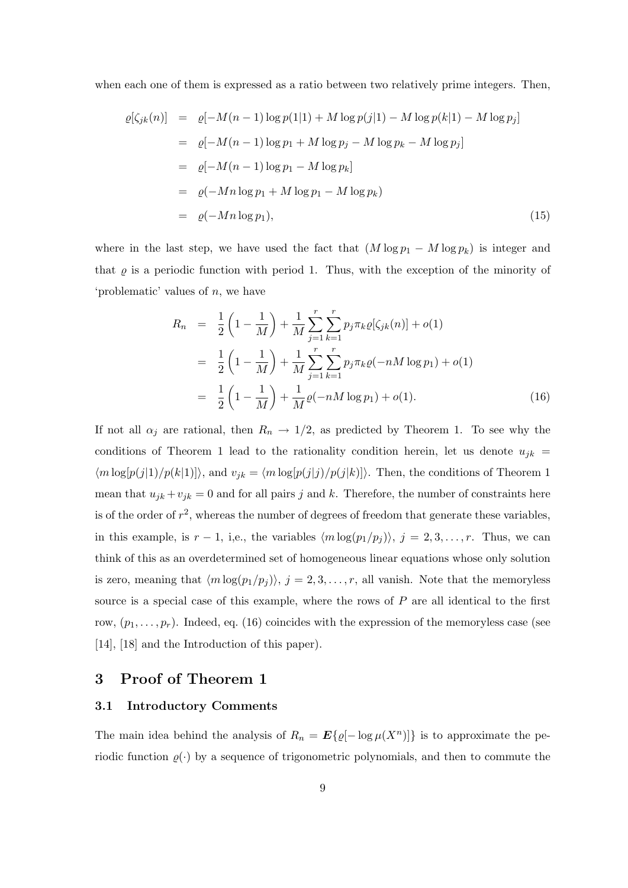when each one of them is expressed as a ratio between two relatively prime integers. Then,

$$
\begin{aligned}
\varrho[\zeta_{jk}(n)] &= \varrho[-M(n-1)\log p(1|1) + M\log p(j|1) - M\log p(k|1) - M\log p_j] \\
&= \varrho[-M(n-1)\log p_1 + M\log p_j - M\log p_k - M\log p_j] \\
&= \varrho[-M(n-1)\log p_1 - M\log p_k] \\
&= \varrho(-Mn\log p_1 + M\log p_1 - M\log p_k) \\
&= \varrho(-Mn\log p_1),
\end{aligned}
\tag{15}
$$

where in the last step, we have used the fact that $(M\log p_1 - M\log p_k)$ is integer and that $\varrho$ is a periodic function with period 1. Thus, with the exception of the minority of 'problematic' values of $n$, we have

$$
\begin{aligned}
R_n &= \frac{1}{2}\left(1-\frac{1}{M}\right) + \frac{1}{M}\sum_{j=1}^{r}\sum_{k=1}^{r} p_j\pi_k\varrho[\zeta_{jk}(n)] + o(1) \\
&= \frac{1}{2}\left(1-\frac{1}{M}\right) + \frac{1}{M}\sum_{j=1}^{r}\sum_{k=1}^{r} p_j\pi_k\varrho(-nM\log p_1) + o(1) \\
&= \frac{1}{2}\left(1-\frac{1}{M}\right) + \frac{1}{M}\varrho(-nM\log p_1) + o(1).
\end{aligned}
\tag{16}
$$

If not all $\alpha_j$ are rational, then $R_n \to 1/2$, as predicted by Theorem 1. To see why the conditions of Theorem 1 lead to the rationality condition herein, let us denote $u_{jk} = \langle m\log[p(j|1)/p(k|1)]\rangle$, and $v_{jk} = \langle m\log[p(j|j)/p(j|k)]\rangle$. Then, the conditions of Theorem 1 mean that $u_{jk} + v_{jk} = 0$ and for all pairs $j$ and $k$. Therefore, the number of constraints here is of the order of $r^2$, whereas the number of degrees of freedom that generate these variables, in this example, is $r-1$, i,e., the variables $\langle m\log(p_1/p_j)\rangle$, $j = 2,3,\ldots,r$. Thus, we can think of this as an overdetermined set of homogeneous linear equations whose only solution is zero, meaning that $\langle m\log(p_1/p_j)\rangle$, $j = 2,3,\ldots,r$, all vanish. Note that the memoryless source is a special case of this example, where the rows of $P$ are all identical to the first row, $(p_1,\ldots,p_r)$. Indeed, eq. (16) coincides with the expression of the memoryless case (see [14], [18] and the Introduction of this paper).

# 3 Proof of Theorem 1

## 3.1 Introductory Comments

The main idea behind the analysis of $R_n = \boldsymbol{E}\{\varrho[-\log\mu(X^n)]\}$ is to approximate the periodic function $\varrho(\cdot)$ by a sequence of trigonometric polynomials, and then to commute the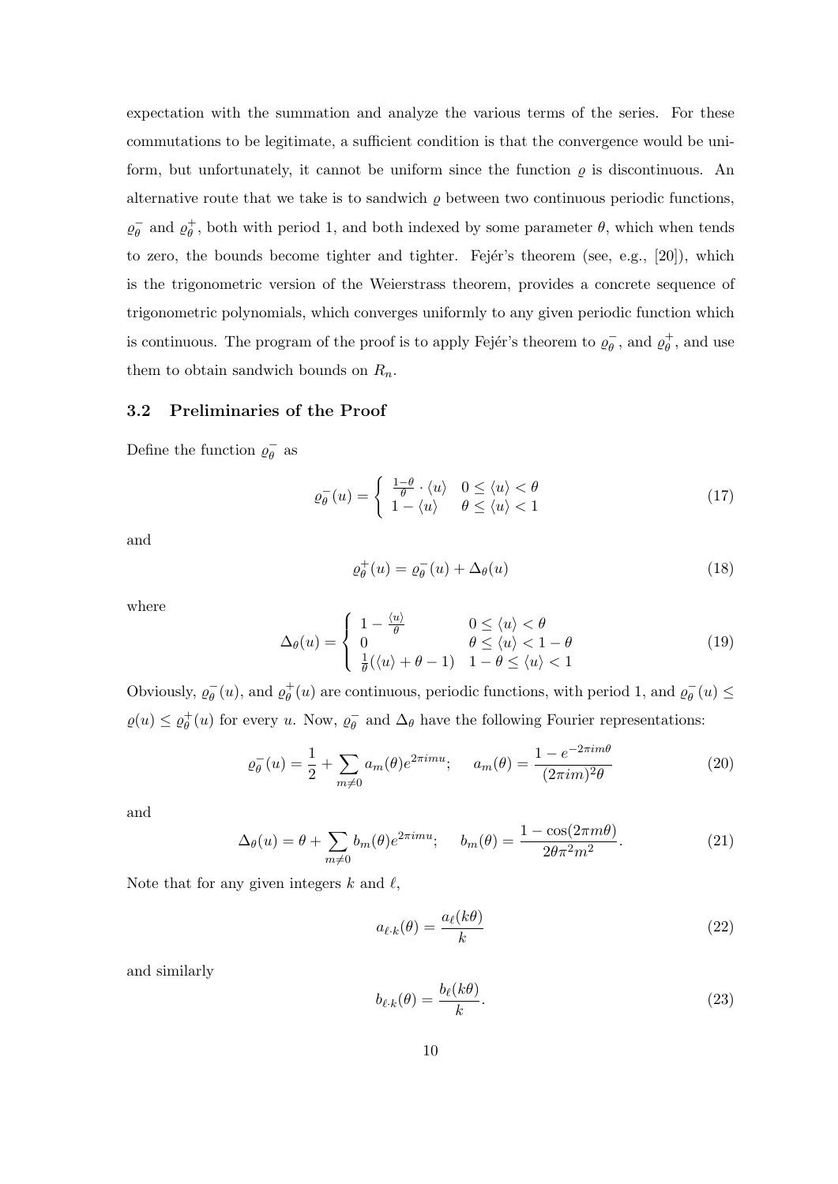expectation with the summation and analyze the various terms of the series. For these commutations to be legitimate, a sufficient condition is that the convergence would be uniform, but unfortunately, it cannot be uniform since the function $\varrho$ is discontinuous. An alternative route that we take is to sandwich $\varrho$ between two continuous periodic functions, $\varrho_\theta^-$ and $\varrho_\theta^+$, both with period 1, and both indexed by some parameter $\theta$, which when tends to zero, the bounds become tighter and tighter. Fejér's theorem (see, e.g., [20]), which is the trigonometric version of the Weierstrass theorem, provides a concrete sequence of trigonometric polynomials, which converges uniformly to any given periodic function which is continuous. The program of the proof is to apply Fejér's theorem to $\varrho_\theta^-$, and $\varrho_\theta^+$, and use them to obtain sandwich bounds on $R_n$.

### 3.2 Preliminaries of the Proof

Define the function $\varrho_\theta^-$ as

$$\varrho_\theta^-(u) = \begin{cases} \frac{1-\theta}{\theta} \cdot \langle u \rangle & 0 \leq \langle u \rangle < \theta \\ 1 - \langle u \rangle & \theta \leq \langle u \rangle < 1 \end{cases} \tag{17}$$

and

$$\varrho_\theta^+(u) = \varrho_\theta^-(u) + \Delta_\theta(u) \tag{18}$$

where

$$\Delta_\theta(u) = \begin{cases} 1 - \frac{\langle u \rangle}{\theta} & 0 \leq \langle u \rangle < \theta \\ 0 & \theta \leq \langle u \rangle < 1 - \theta \\ \frac{1}{\theta}(\langle u \rangle + \theta - 1) & 1 - \theta \leq \langle u \rangle < 1 \end{cases} \tag{19}$$

Obviously, $\varrho_\theta^-(u)$, and $\varrho_\theta^+(u)$ are continuous, periodic functions, with period 1, and $\varrho_\theta^-(u) \leq \varrho(u) \leq \varrho_\theta^+(u)$ for every $u$. Now, $\varrho_\theta^-$ and $\Delta_\theta$ have the following Fourier representations:

$$\varrho_\theta^-(u) = \frac{1}{2} + \sum_{m \neq 0} a_m(\theta) e^{2\pi i m u}; \quad a_m(\theta) = \frac{1 - e^{-2\pi i m \theta}}{(2\pi i m)^2 \theta} \tag{20}$$

and

$$\Delta_\theta(u) = \theta + \sum_{m \neq 0} b_m(\theta) e^{2\pi i m u}; \quad b_m(\theta) = \frac{1 - \cos(2\pi m \theta)}{2\theta \pi^2 m^2}. \tag{21}$$

Note that for any given integers $k$ and $\ell$,

$$a_{\ell \cdot k}(\theta) = \frac{a_\ell(k\theta)}{k} \tag{22}$$

and similarly

$$b_{\ell \cdot k}(\theta) = \frac{b_\ell(k\theta)}{k}. \tag{23}$$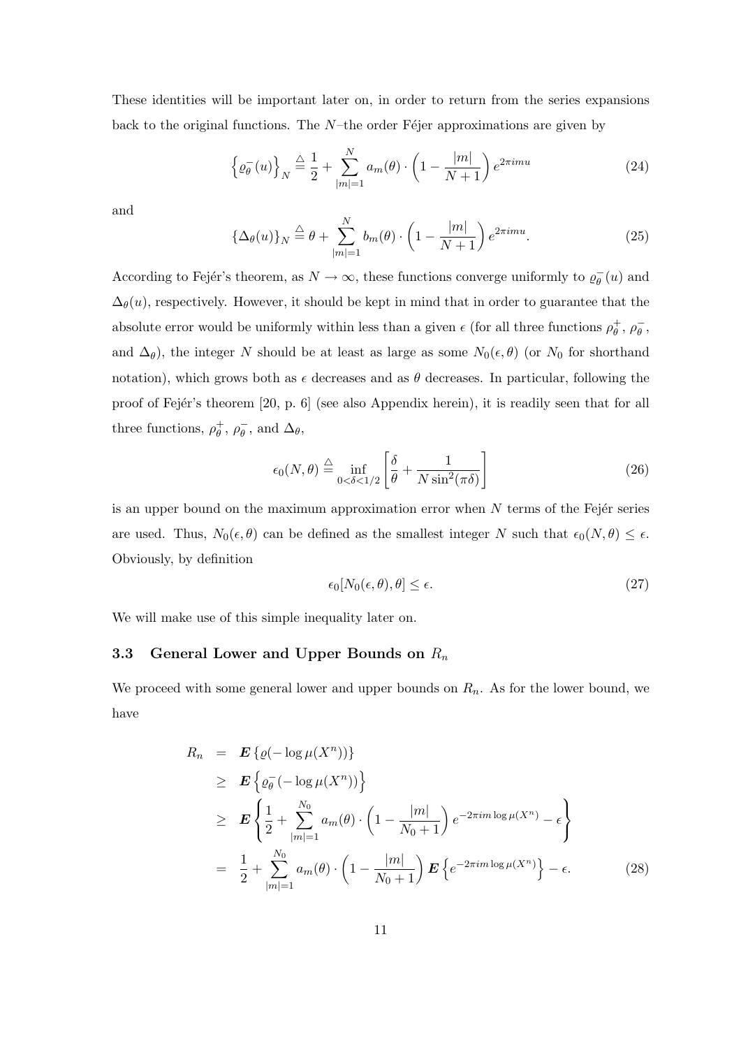These identities will be important later on, in order to return from the series expansions back to the original functions. The $N$–the order Féjer approximations are given by

$$\left\{\varrho_\theta^-(u)\right\}_N \stackrel{\triangle}{=} \frac{1}{2} + \sum_{|m|=1}^{N} a_m(\theta) \cdot \left(1 - \frac{|m|}{N+1}\right) e^{2\pi i m u} \tag{24}$$

and

$$\left\{\Delta_\theta(u)\right\}_N \stackrel{\triangle}{=} \theta + \sum_{|m|=1}^{N} b_m(\theta) \cdot \left(1 - \frac{|m|}{N+1}\right) e^{2\pi i m u}. \tag{25}$$

According to Fejér's theorem, as $N \to \infty$, these functions converge uniformly to $\varrho_\theta^-(u)$ and $\Delta_\theta(u)$, respectively. However, it should be kept in mind that in order to guarantee that the absolute error would be uniformly within less than a given $\epsilon$ (for all three functions $\rho_\theta^+$, $\rho_\theta^-$, and $\Delta_\theta$), the integer $N$ should be at least as large as some $N_0(\epsilon, \theta)$ (or $N_0$ for shorthand notation), which grows both as $\epsilon$ decreases and as $\theta$ decreases. In particular, following the proof of Fejér's theorem [20, p. 6] (see also Appendix herein), it is readily seen that for all three functions, $\rho_\theta^+$, $\rho_\theta^-$, and $\Delta_\theta$,

$$\epsilon_0(N, \theta) \stackrel{\triangle}{=} \inf_{0<\delta<1/2} \left[\frac{\delta}{\theta} + \frac{1}{N \sin^2(\pi\delta)}\right] \tag{26}$$

is an upper bound on the maximum approximation error when $N$ terms of the Fejér series are used. Thus, $N_0(\epsilon, \theta)$ can be defined as the smallest integer $N$ such that $\epsilon_0(N, \theta) \leq \epsilon$. Obviously, by definition

$$\epsilon_0[N_0(\epsilon, \theta), \theta] \leq \epsilon. \tag{27}$$

We will make use of this simple inequality later on.

### 3.3 General Lower and Upper Bounds on $R_n$

We proceed with some general lower and upper bounds on $R_n$. As for the lower bound, we have

$$\begin{aligned}
R_n &= \boldsymbol{E}\left\{\varrho(-\log \mu(X^n))\right\} \\
&\geq \boldsymbol{E}\left\{\varrho_\theta^-(-\log \mu(X^n))\right\} \\
&\geq \boldsymbol{E}\left\{\frac{1}{2} + \sum_{|m|=1}^{N_0} a_m(\theta) \cdot \left(1 - \frac{|m|}{N_0+1}\right) e^{-2\pi i m \log \mu(X^n)} - \epsilon\right\} \\
&= \frac{1}{2} + \sum_{|m|=1}^{N_0} a_m(\theta) \cdot \left(1 - \frac{|m|}{N_0+1}\right) \boldsymbol{E}\left\{e^{-2\pi i m \log \mu(X^n)}\right\} - \epsilon. 
\end{aligned} \tag{28}$$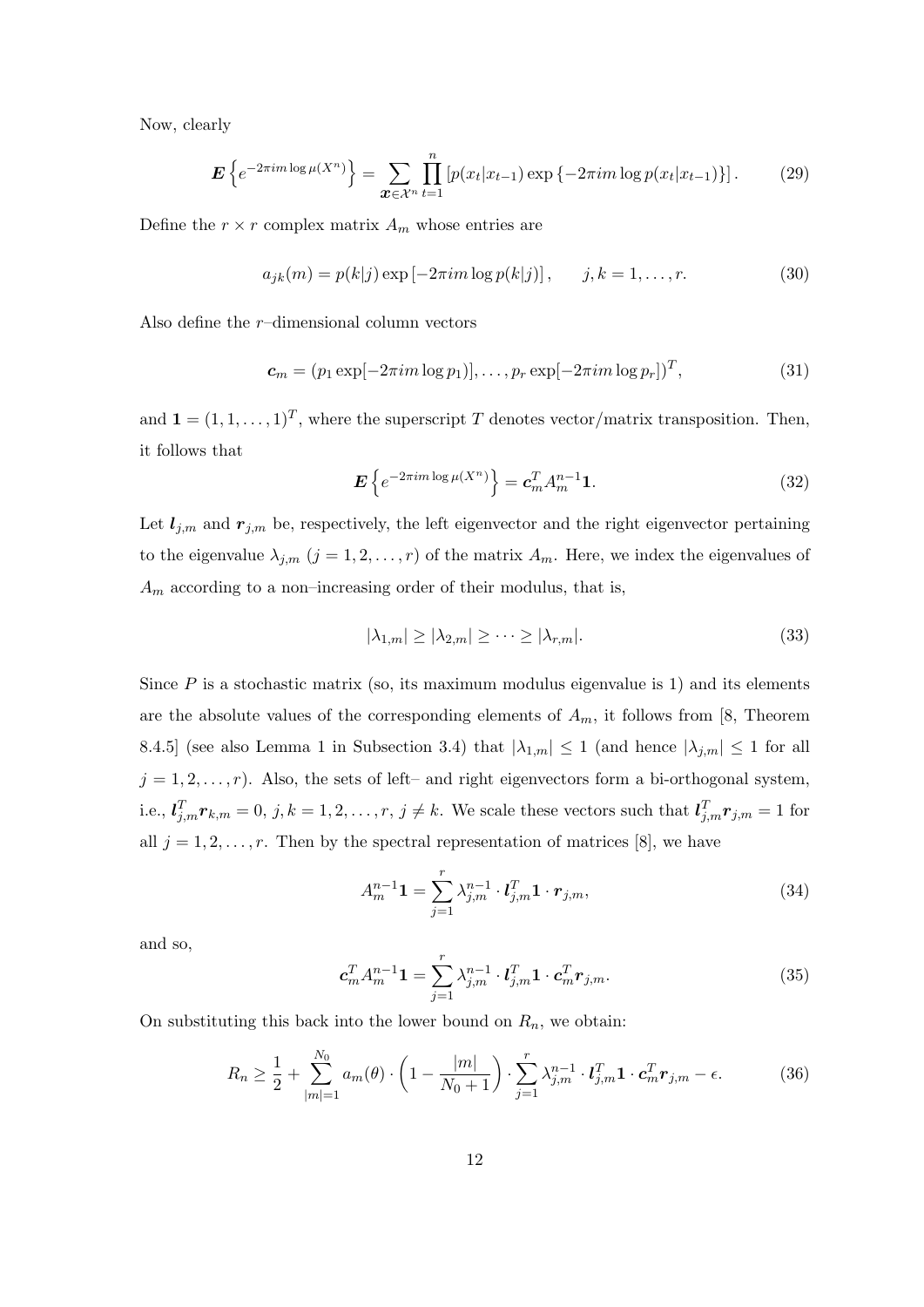Now, clearly

$$\boldsymbol{E}\left\{e^{-2\pi i m \log \mu(X^n)}\right\} = \sum_{\boldsymbol{x}\in\mathcal{X}^n} \prod_{t=1}^{n} \left[p(x_t|x_{t-1}) \exp\left\{-2\pi i m \log p(x_t|x_{t-1})\right\}\right]. \tag{29}$$

Define the $r \times r$ complex matrix $A_m$ whose entries are

$$a_{jk}(m) = p(k|j) \exp\left[-2\pi i m \log p(k|j)\right], \qquad j,k = 1,\ldots,r. \tag{30}$$

Also define the $r$–dimensional column vectors

$$\boldsymbol{c}_m = (p_1 \exp[-2\pi i m \log p_1)], \ldots, p_r \exp[-2\pi i m \log p_r])^T, \tag{31}$$

and $\boldsymbol{1} = (1,1,\ldots,1)^T$, where the superscript $T$ denotes vector/matrix transposition. Then, it follows that

$$\boldsymbol{E}\left\{e^{-2\pi i m \log \mu(X^n)}\right\} = \boldsymbol{c}_m^T A_m^{n-1} \boldsymbol{1}. \tag{32}$$

Let $\boldsymbol{l}_{j,m}$ and $\boldsymbol{r}_{j,m}$ be, respectively, the left eigenvector and the right eigenvector pertaining to the eigenvalue $\lambda_{j,m}$ ($j = 1,2,\ldots,r$) of the matrix $A_m$. Here, we index the eigenvalues of $A_m$ according to a non–increasing order of their modulus, that is,

$$|\lambda_{1,m}| \geq |\lambda_{2,m}| \geq \cdots \geq |\lambda_{r,m}|. \tag{33}$$

Since $P$ is a stochastic matrix (so, its maximum modulus eigenvalue is 1) and its elements are the absolute values of the corresponding elements of $A_m$, it follows from [8, Theorem 8.4.5] (see also Lemma 1 in Subsection 3.4) that $|\lambda_{1,m}| \leq 1$ (and hence $|\lambda_{j,m}| \leq 1$ for all $j = 1,2,\ldots,r$). Also, the sets of left– and right eigenvectors form a bi-orthogonal system, i.e., $\boldsymbol{l}_{j,m}^T \boldsymbol{r}_{k,m} = 0$, $j,k = 1,2,\ldots,r$, $j \neq k$. We scale these vectors such that $\boldsymbol{l}_{j,m}^T \boldsymbol{r}_{j,m} = 1$ for all $j = 1,2,\ldots,r$. Then by the spectral representation of matrices [8], we have

$$A_m^{n-1}\boldsymbol{1} = \sum_{j=1}^{r} \lambda_{j,m}^{n-1} \cdot \boldsymbol{l}_{j,m}^T \boldsymbol{1} \cdot \boldsymbol{r}_{j,m}, \tag{34}$$

and so,

$$\boldsymbol{c}_m^T A_m^{n-1}\boldsymbol{1} = \sum_{j=1}^{r} \lambda_{j,m}^{n-1} \cdot \boldsymbol{l}_{j,m}^T \boldsymbol{1} \cdot \boldsymbol{c}_m^T \boldsymbol{r}_{j,m}. \tag{35}$$

On substituting this back into the lower bound on $R_n$, we obtain:

$$R_n \geq \frac{1}{2} + \sum_{|m|=1}^{N_0} a_m(\theta) \cdot \left(1 - \frac{|m|}{N_0+1}\right) \cdot \sum_{j=1}^{r} \lambda_{j,m}^{n-1} \cdot \boldsymbol{l}_{j,m}^T \boldsymbol{1} \cdot \boldsymbol{c}_m^T \boldsymbol{r}_{j,m} - \epsilon. \tag{36}$$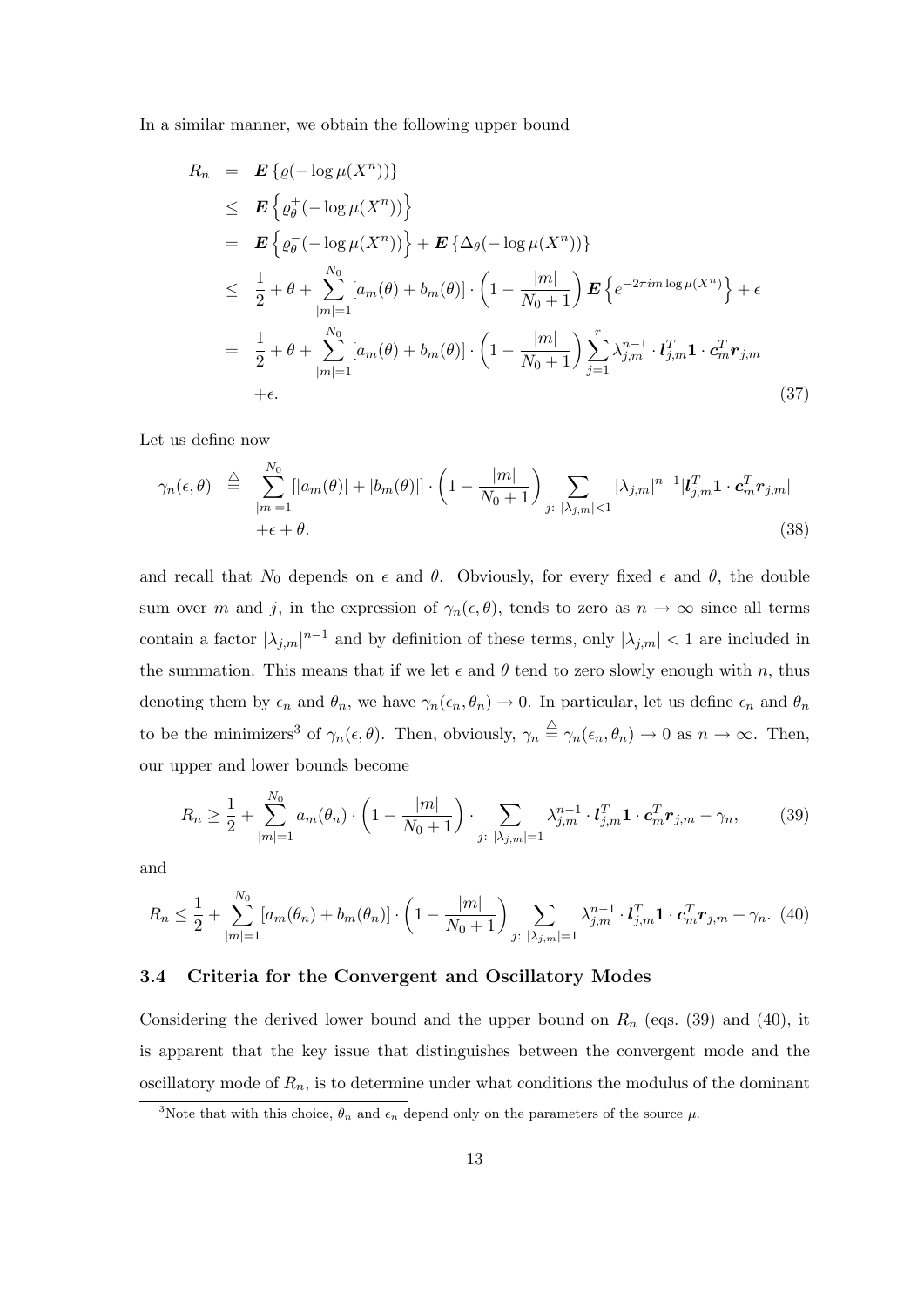In a similar manner, we obtain the following upper bound

$$
\begin{aligned}
R_n &= \boldsymbol{E}\left\{\varrho(-\log\mu(X^n))\right\} \\
&\le \boldsymbol{E}\left\{\varrho_\theta^+(-\log\mu(X^n))\right\} \\
&= \boldsymbol{E}\left\{\varrho_\theta^-(-\log\mu(X^n))\right\} + \boldsymbol{E}\left\{\Delta_\theta(-\log\mu(X^n))\right\} \\
&\le \frac{1}{2} + \theta + \sum_{|m|=1}^{N_0}[a_m(\theta)+b_m(\theta)]\cdot\left(1-\frac{|m|}{N_0+1}\right)\boldsymbol{E}\left\{e^{-2\pi i m \log\mu(X^n)}\right\} + \epsilon \\
&= \frac{1}{2} + \theta + \sum_{|m|=1}^{N_0}[a_m(\theta)+b_m(\theta)]\cdot\left(1-\frac{|m|}{N_0+1}\right)\sum_{j=1}^{r}\lambda_{j,m}^{n-1}\cdot \boldsymbol{l}_{j,m}^T\boldsymbol{1}\cdot\boldsymbol{c}_m^T\boldsymbol{r}_{j,m} \\
&\quad +\epsilon. \qquad (37)
\end{aligned}
$$

Let us define now

$$
\begin{aligned}
\gamma_n(\epsilon,\theta) &\stackrel{\triangle}{=} \sum_{|m|=1}^{N_0}[|a_m(\theta)|+|b_m(\theta)|]\cdot\left(1-\frac{|m|}{N_0+1}\right)\sum_{j:\ |\lambda_{j,m}|<1}|\lambda_{j,m}|^{n-1}|\boldsymbol{l}_{j,m}^T\boldsymbol{1}\cdot\boldsymbol{c}_m^T\boldsymbol{r}_{j,m}| \\
&\quad +\epsilon+\theta. \qquad (38)
\end{aligned}
$$

and recall that $N_0$ depends on $\epsilon$ and $\theta$. Obviously, for every fixed $\epsilon$ and $\theta$, the double sum over $m$ and $j$, in the expression of $\gamma_n(\epsilon,\theta)$, tends to zero as $n\to\infty$ since all terms contain a factor $|\lambda_{j,m}|^{n-1}$ and by definition of these terms, only $|\lambda_{j,m}|<1$ are included in the summation. This means that if we let $\epsilon$ and $\theta$ tend to zero slowly enough with $n$, thus denoting them by $\epsilon_n$ and $\theta_n$, we have $\gamma_n(\epsilon_n,\theta_n)\to 0$. In particular, let us define $\epsilon_n$ and $\theta_n$ to be the minimizers[3] of $\gamma_n(\epsilon,\theta)$. Then, obviously, $\gamma_n \stackrel{\triangle}{=} \gamma_n(\epsilon_n,\theta_n)\to 0$ as $n\to\infty$. Then, our upper and lower bounds become

$$
R_n \ge \frac{1}{2} + \sum_{|m|=1}^{N_0} a_m(\theta_n)\cdot\left(1-\frac{|m|}{N_0+1}\right)\cdot\sum_{j:\ |\lambda_{j,m}|=1}\lambda_{j,m}^{n-1}\cdot\boldsymbol{l}_{j,m}^T\boldsymbol{1}\cdot\boldsymbol{c}_m^T\boldsymbol{r}_{j,m} - \gamma_n, \qquad (39)
$$

and

$$
R_n \le \frac{1}{2} + \sum_{|m|=1}^{N_0}[a_m(\theta_n)+b_m(\theta_n)]\cdot\left(1-\frac{|m|}{N_0+1}\right)\sum_{j:\ |\lambda_{j,m}|=1}\lambda_{j,m}^{n-1}\cdot\boldsymbol{l}_{j,m}^T\boldsymbol{1}\cdot\boldsymbol{c}_m^T\boldsymbol{r}_{j,m} + \gamma_n. \quad (40)
$$

### 3.4 Criteria for the Convergent and Oscillatory Modes

Considering the derived lower bound and the upper bound on $R_n$ (eqs. (39) and (40), it is apparent that the key issue that distinguishes between the convergent mode and the oscillatory mode of $R_n$, is to determine under what conditions the modulus of the dominant

[3] Note that with this choice, $\theta_n$ and $\epsilon_n$ depend only on the parameters of the source $\mu$.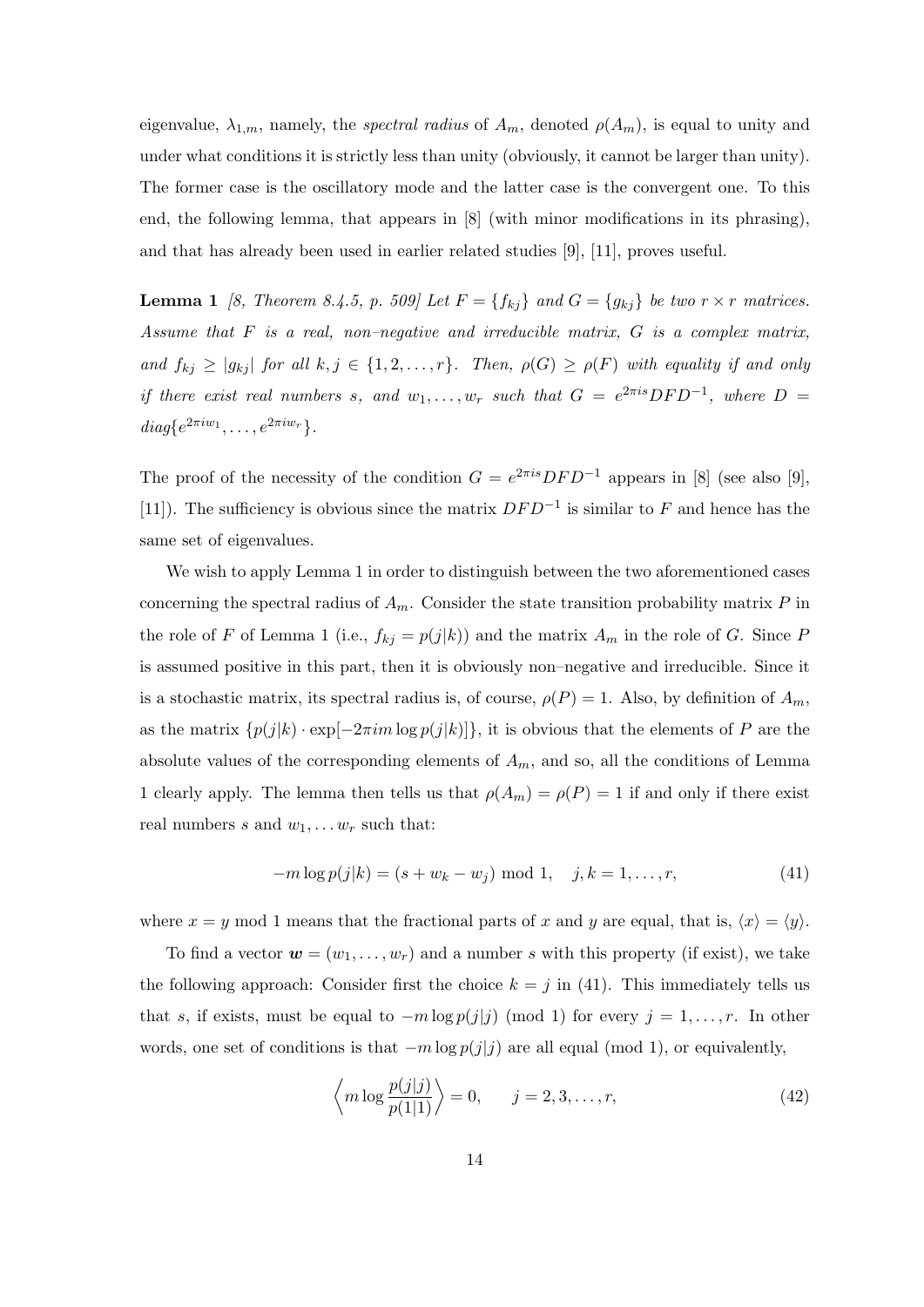eigenvalue, $\lambda_{1,m}$, namely, the *spectral radius* of $A_m$, denoted $\rho(A_m)$, is equal to unity and under what conditions it is strictly less than unity (obviously, it cannot be larger than unity). The former case is the oscillatory mode and the latter case is the convergent one. To this end, the following lemma, that appears in [8] (with minor modifications in its phrasing), and that has already been used in earlier related studies [9], [11], proves useful.

**Lemma 1** *[8, Theorem 8.4.5, p. 509] Let $F = \{f_{kj}\}$ and $G = \{g_{kj}\}$ be two $r \times r$ matrices. Assume that $F$ is a real, non–negative and irreducible matrix, $G$ is a complex matrix, and $f_{kj} \geq |g_{kj}|$ for all $k, j \in \{1, 2, \ldots, r\}$. Then, $\rho(G) \geq \rho(F)$ with equality if and only if there exist real numbers $s$, and $w_1, \ldots, w_r$ such that $G = e^{2\pi i s} D F D^{-1}$, where $D = diag\{e^{2\pi i w_1}, \ldots, e^{2\pi i w_r}\}$.*

The proof of the necessity of the condition $G = e^{2\pi i s} D F D^{-1}$ appears in [8] (see also [9], [11]). The sufficiency is obvious since the matrix $DFD^{-1}$ is similar to $F$ and hence has the same set of eigenvalues.

We wish to apply Lemma 1 in order to distinguish between the two aforementioned cases concerning the spectral radius of $A_m$. Consider the state transition probability matrix $P$ in the role of $F$ of Lemma 1 (i.e., $f_{kj} = p(j|k)$) and the matrix $A_m$ in the role of $G$. Since $P$ is assumed positive in this part, then it is obviously non–negative and irreducible. Since it is a stochastic matrix, its spectral radius is, of course, $\rho(P) = 1$. Also, by definition of $A_m$, as the matrix $\{p(j|k) \cdot \exp[-2\pi i m \log p(j|k)]\}$, it is obvious that the elements of $P$ are the absolute values of the corresponding elements of $A_m$, and so, all the conditions of Lemma 1 clearly apply. The lemma then tells us that $\rho(A_m) = \rho(P) = 1$ if and only if there exist real numbers $s$ and $w_1, \ldots w_r$ such that:

$$-m \log p(j|k) = (s + w_k - w_j) \bmod 1, \quad j, k = 1, \ldots, r, \tag{41}$$

where $x = y \bmod 1$ means that the fractional parts of $x$ and $y$ are equal, that is, $\langle x \rangle = \langle y \rangle$.

To find a vector $\boldsymbol{w} = (w_1, \ldots, w_r)$ and a number $s$ with this property (if exist), we take the following approach: Consider first the choice $k = j$ in (41). This immediately tells us that $s$, if exists, must be equal to $-m \log p(j|j)$ (mod 1) for every $j = 1, \ldots, r$. In other words, one set of conditions is that $-m \log p(j|j)$ are all equal (mod 1), or equivalently,

$$\left\langle m \log \frac{p(j|j)}{p(1|1)} \right\rangle = 0, \qquad j = 2, 3, \ldots, r, \tag{42}$$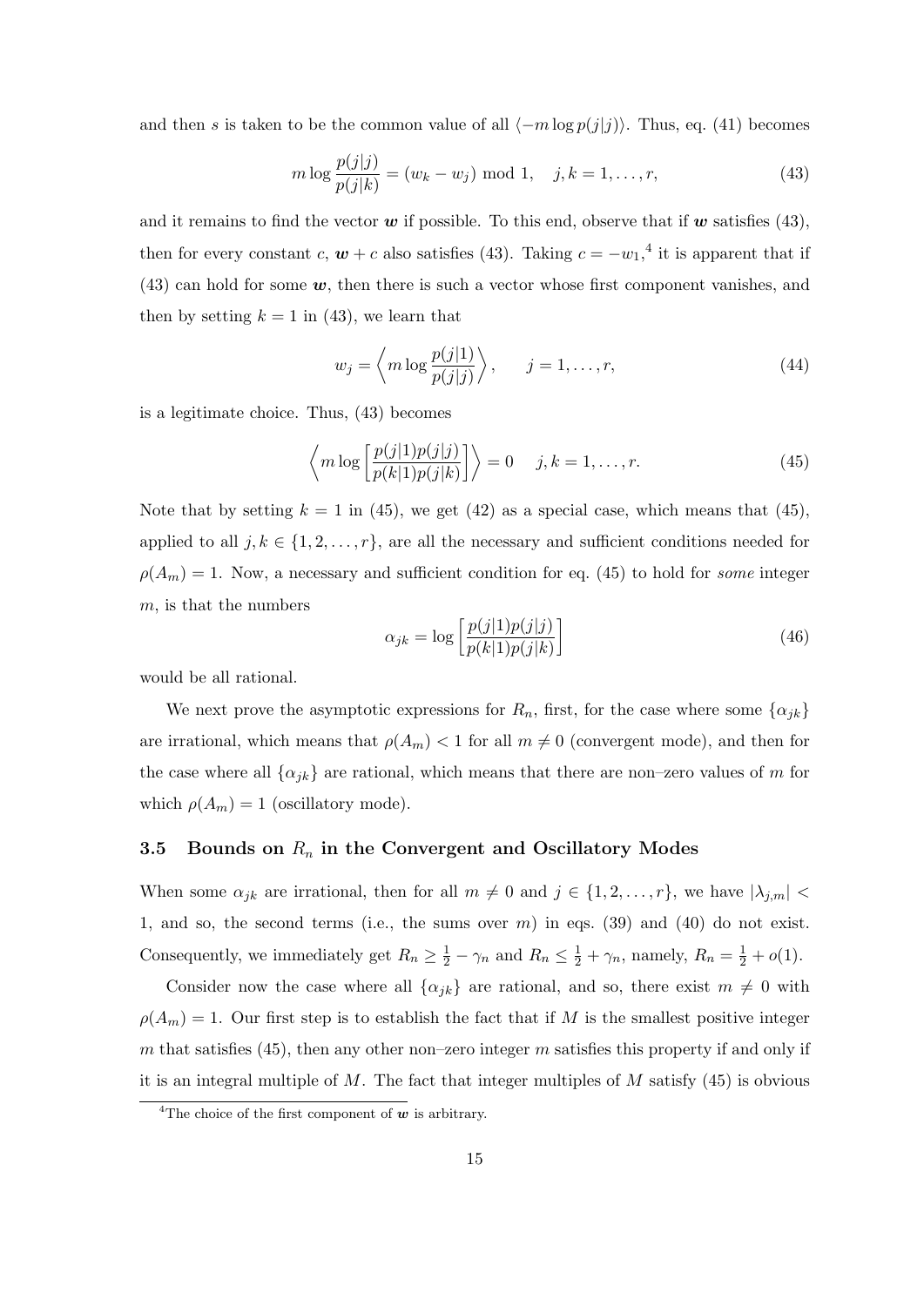and then $s$ is taken to be the common value of all $\langle -m \log p(j|j) \rangle$. Thus, eq. (41) becomes

$$m \log \frac{p(j|j)}{p(j|k)} = (w_k - w_j) \bmod 1, \quad j, k = 1, \ldots, r, \tag{43}$$

and it remains to find the vector $\boldsymbol{w}$ if possible. To this end, observe that if $\boldsymbol{w}$ satisfies (43), then for every constant $c$, $\boldsymbol{w} + c$ also satisfies (43). Taking $c = -w_1$,[4] it is apparent that if (43) can hold for some $\boldsymbol{w}$, then there is such a vector whose first component vanishes, and then by setting $k = 1$ in (43), we learn that

$$w_j = \left\langle m \log \frac{p(j|1)}{p(j|j)} \right\rangle, \qquad j = 1, \ldots, r, \tag{44}$$

is a legitimate choice. Thus, (43) becomes

$$\left\langle m \log \left[ \frac{p(j|1)p(j|j)}{p(k|1)p(j|k)} \right] \right\rangle = 0 \quad j, k = 1, \ldots, r. \tag{45}$$

Note that by setting $k = 1$ in (45), we get (42) as a special case, which means that (45), applied to all $j, k \in \{1, 2, \ldots, r\}$, are all the necessary and sufficient conditions needed for $\rho(A_m) = 1$. Now, a necessary and sufficient condition for eq. (45) to hold for *some* integer $m$, is that the numbers

$$\alpha_{jk} = \log \left[ \frac{p(j|1)p(j|j)}{p(k|1)p(j|k)} \right] \tag{46}$$

would be all rational.

We next prove the asymptotic expressions for $R_n$, first, for the case where some $\{\alpha_{jk}\}$ are irrational, which means that $\rho(A_m) < 1$ for all $m \neq 0$ (convergent mode), and then for the case where all $\{\alpha_{jk}\}$ are rational, which means that there are non–zero values of $m$ for which $\rho(A_m) = 1$ (oscillatory mode).

### 3.5 Bounds on $R_n$ in the Convergent and Oscillatory Modes

When some $\alpha_{jk}$ are irrational, then for all $m \neq 0$ and $j \in \{1, 2, \ldots, r\}$, we have $|\lambda_{j,m}| < 1$, and so, the second terms (i.e., the sums over $m$) in eqs. (39) and (40) do not exist. Consequently, we immediately get $R_n \geq \frac{1}{2} - \gamma_n$ and $R_n \leq \frac{1}{2} + \gamma_n$, namely, $R_n = \frac{1}{2} + o(1)$.

Consider now the case where all $\{\alpha_{jk}\}$ are rational, and so, there exist $m \neq 0$ with $\rho(A_m) = 1$. Our first step is to establish the fact that if $M$ is the smallest positive integer $m$ that satisfies (45), then any other non–zero integer $m$ satisfies this property if and only if it is an integral multiple of $M$. The fact that integer multiples of $M$ satisfy (45) is obvious

[4] The choice of the first component of $\boldsymbol{w}$ is arbitrary.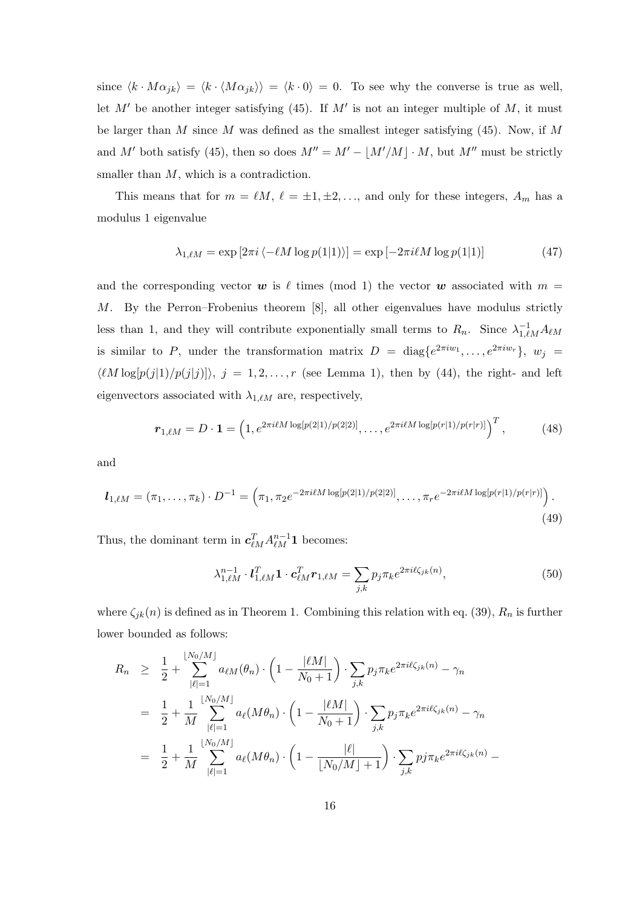since $\langle k \cdot M\alpha_{jk}\rangle = \langle k \cdot \langle M\alpha_{jk}\rangle\rangle = \langle k \cdot 0\rangle = 0$. To see why the converse is true as well, let $M'$ be another integer satisfying (45). If $M'$ is not an integer multiple of $M$, it must be larger than $M$ since $M$ was defined as the smallest integer satisfying (45). Now, if $M$ and $M'$ both satisfy (45), then so does $M'' = M' - \lfloor M'/M \rfloor \cdot M$, but $M''$ must be strictly smaller than $M$, which is a contradiction.

This means that for $m = \ell M$, $\ell = \pm 1, \pm 2, \ldots$, and only for these integers, $A_m$ has a modulus 1 eigenvalue

$$\lambda_{1,\ell M} = \exp\left[2\pi i \left\langle -\ell M \log p(1|1)\right\rangle\right] = \exp\left[-2\pi i \ell M \log p(1|1)\right] \tag{47}$$

and the corresponding vector $\boldsymbol{w}$ is $\ell$ times (mod 1) the vector $\boldsymbol{w}$ associated with $m = M$. By the Perron–Frobenius theorem [8], all other eigenvalues have modulus strictly less than 1, and they will contribute exponentially small terms to $R_n$. Since $\lambda_{1,\ell M}^{-1} A_{\ell M}$ is similar to $P$, under the transformation matrix $D = \text{diag}\{e^{2\pi i w_1}, \ldots, e^{2\pi i w_r}\}$, $w_j = \langle \ell M \log[p(j|1)/p(j|j)]\rangle$, $j = 1, 2, \ldots, r$ (see Lemma 1), then by (44), the right- and left eigenvectors associated with $\lambda_{1,\ell M}$ are, respectively,

$$\boldsymbol{r}_{1,\ell M} = D \cdot \mathbf{1} = \left(1, e^{2\pi i \ell M \log[p(2|1)/p(2|2)]}, \ldots, e^{2\pi i \ell M \log[p(r|1)/p(r|r)]}\right)^T, \tag{48}$$

and

$$\boldsymbol{l}_{1,\ell M} = (\pi_1, \ldots, \pi_k) \cdot D^{-1} = \left(\pi_1, \pi_2 e^{-2\pi i \ell M \log[p(2|1)/p(2|2)]}, \ldots, \pi_r e^{-2\pi i \ell M \log[p(r|1)/p(r|r)]}\right). \tag{49}$$

Thus, the dominant term in $\boldsymbol{c}_{\ell M}^T A_{\ell M}^{n-1} \mathbf{1}$ becomes:

$$\lambda_{1,\ell M}^{n-1} \cdot \boldsymbol{l}_{1,\ell M}^T \mathbf{1} \cdot \boldsymbol{c}_{\ell M}^T \boldsymbol{r}_{1,\ell M} = \sum_{j,k} p_j \pi_k e^{2\pi i \ell \zeta_{jk}(n)}, \tag{50}$$

where $\zeta_{jk}(n)$ is defined as in Theorem 1. Combining this relation with eq. (39), $R_n$ is further lower bounded as follows:

$$\begin{aligned}
R_n &\geq \frac{1}{2} + \sum_{|\ell|=1}^{\lfloor N_0/M \rfloor} a_{\ell M}(\theta_n) \cdot \left(1 - \frac{|\ell M|}{N_0 + 1}\right) \cdot \sum_{j,k} p_j \pi_k e^{2\pi i \ell \zeta_{jk}(n)} - \gamma_n \\
&= \frac{1}{2} + \frac{1}{M} \sum_{|\ell|=1}^{\lfloor N_0/M \rfloor} a_\ell(M\theta_n) \cdot \left(1 - \frac{|\ell M|}{N_0 + 1}\right) \cdot \sum_{j,k} p_j \pi_k e^{2\pi i \ell \zeta_{jk}(n)} - \gamma_n \\
&= \frac{1}{2} + \frac{1}{M} \sum_{|\ell|=1}^{\lfloor N_0/M \rfloor} a_\ell(M\theta_n) \cdot \left(1 - \frac{|\ell|}{\lfloor N_0/M \rfloor + 1}\right) \cdot \sum_{j,k} pj \pi_k e^{2\pi i \ell \zeta_{jk}(n)} -
\end{aligned}$$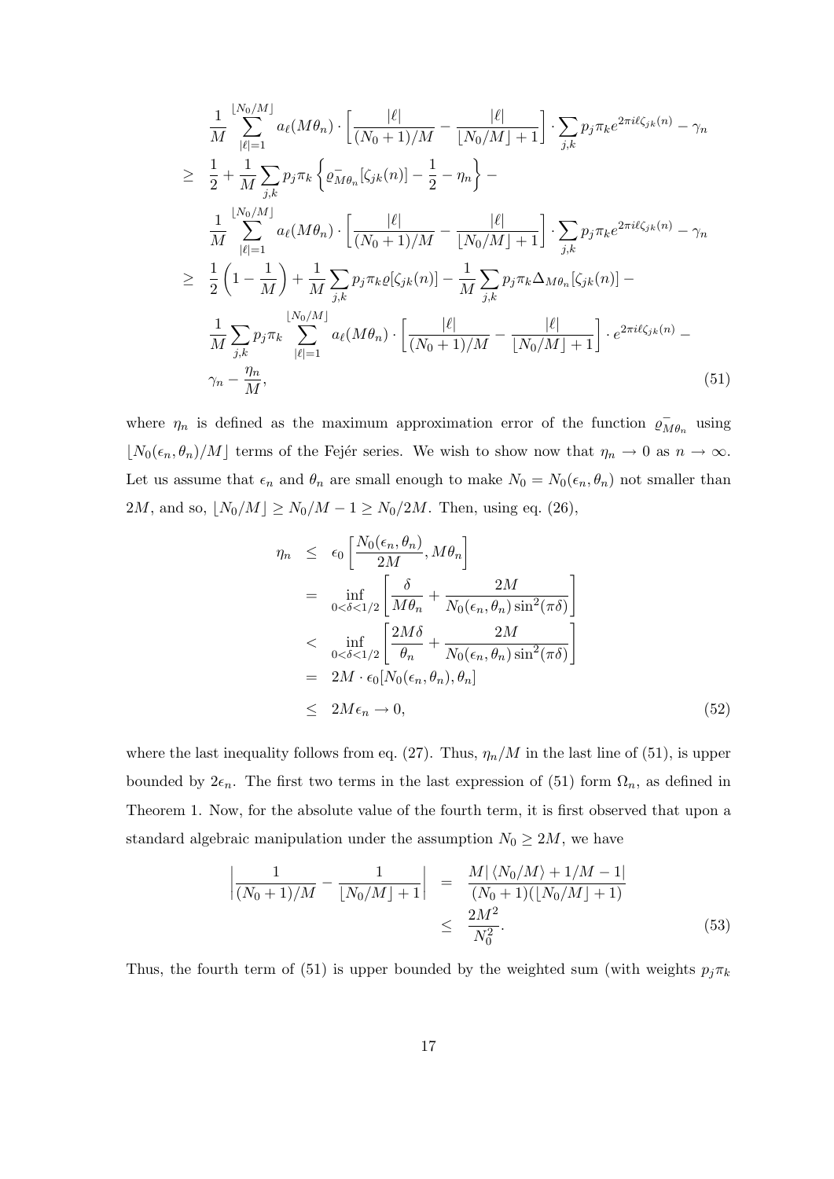$$
\begin{aligned}
&\frac{1}{M}\sum_{|\ell|=1}^{\lfloor N_0/M\rfloor} a_\ell(M\theta_n)\cdot\left[\frac{|\ell|}{(N_0+1)/M}-\frac{|\ell|}{\lfloor N_0/M\rfloor+1}\right]\cdot\sum_{j,k}p_j\pi_k e^{2\pi i\ell\zeta_{jk}(n)}-\gamma_n\\
\geq\;& \frac{1}{2}+\frac{1}{M}\sum_{j,k}p_j\pi_k\left\{\varrho^-_{M\theta_n}[\zeta_{jk}(n)]-\frac{1}{2}-\eta_n\right\}-\\
&\frac{1}{M}\sum_{|\ell|=1}^{\lfloor N_0/M\rfloor} a_\ell(M\theta_n)\cdot\left[\frac{|\ell|}{(N_0+1)/M}-\frac{|\ell|}{\lfloor N_0/M\rfloor+1}\right]\cdot\sum_{j,k}p_j\pi_k e^{2\pi i\ell\zeta_{jk}(n)}-\gamma_n\\
\geq\;& \frac{1}{2}\left(1-\frac{1}{M}\right)+\frac{1}{M}\sum_{j,k}p_j\pi_k\varrho[\zeta_{jk}(n)]-\frac{1}{M}\sum_{j,k}p_j\pi_k\Delta_{M\theta_n}[\zeta_{jk}(n)]-\\
&\frac{1}{M}\sum_{j,k}p_j\pi_k\sum_{|\ell|=1}^{\lfloor N_0/M\rfloor} a_\ell(M\theta_n)\cdot\left[\frac{|\ell|}{(N_0+1)/M}-\frac{|\ell|}{\lfloor N_0/M\rfloor+1}\right]\cdot e^{2\pi i\ell\zeta_{jk}(n)}-\\
&\gamma_n-\frac{\eta_n}{M},
\end{aligned}
\tag{51}
$$

where $\eta_n$ is defined as the maximum approximation error of the function $\varrho^-_{M\theta_n}$ using $\lfloor N_0(\epsilon_n,\theta_n)/M\rfloor$ terms of the Fejér series. We wish to show now that $\eta_n\to 0$ as $n\to\infty$. Let us assume that $\epsilon_n$ and $\theta_n$ are small enough to make $N_0=N_0(\epsilon_n,\theta_n)$ not smaller than $2M$, and so, $\lfloor N_0/M\rfloor\geq N_0/M-1\geq N_0/2M$. Then, using eq. (26),

$$
\begin{aligned}
\eta_n &\leq \epsilon_0\left[\frac{N_0(\epsilon_n,\theta_n)}{2M},M\theta_n\right]\\
&= \inf_{0<\delta<1/2}\left[\frac{\delta}{M\theta_n}+\frac{2M}{N_0(\epsilon_n,\theta_n)\sin^2(\pi\delta)}\right]\\
&< \inf_{0<\delta<1/2}\left[\frac{2M\delta}{\theta_n}+\frac{2M}{N_0(\epsilon_n,\theta_n)\sin^2(\pi\delta)}\right]\\
&= 2M\cdot\epsilon_0[N_0(\epsilon_n,\theta_n),\theta_n]\\
&\leq 2M\epsilon_n\to 0,
\end{aligned}
\tag{52}
$$

where the last inequality follows from eq. (27). Thus, $\eta_n/M$ in the last line of (51), is upper bounded by $2\epsilon_n$. The first two terms in the last expression of (51) form $\Omega_n$, as defined in Theorem 1. Now, for the absolute value of the fourth term, it is first observed that upon a standard algebraic manipulation under the assumption $N_0\geq 2M$, we have

$$
\begin{aligned}
\left|\frac{1}{(N_0+1)/M}-\frac{1}{\lfloor N_0/M\rfloor+1}\right| &= \frac{M|\langle N_0/M\rangle+1/M-1|}{(N_0+1)(\lfloor N_0/M\rfloor+1)}\\
&\leq \frac{2M^2}{N_0^2}.
\end{aligned}
\tag{53}
$$

Thus, the fourth term of (51) is upper bounded by the weighted sum (with weights $p_j\pi_k$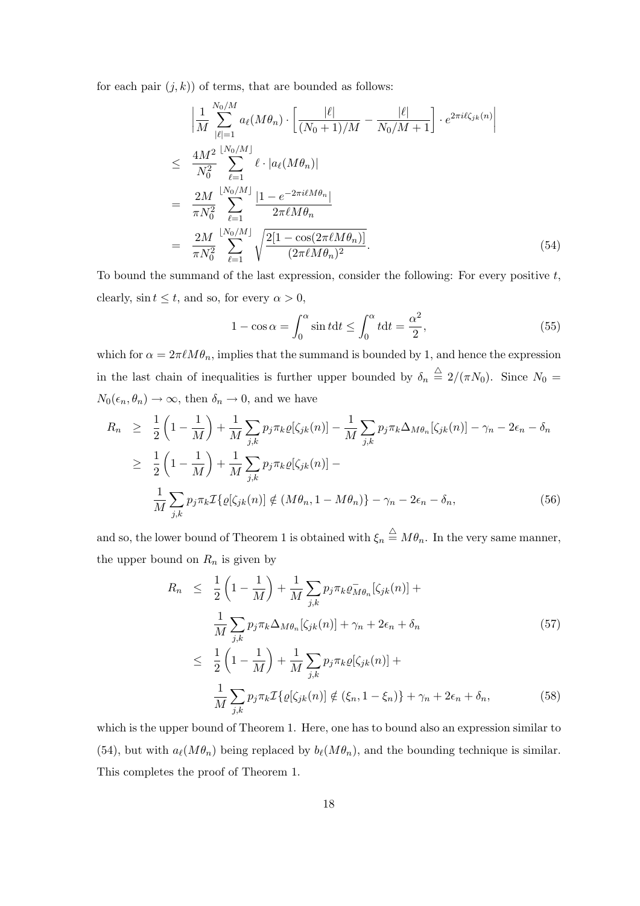for each pair $(j,k)$) of terms, that are bounded as follows:

$$
\begin{aligned}
& \left|\frac{1}{M}\sum_{|\ell|=1}^{N_0/M} a_\ell(M\theta_n)\cdot\left[\frac{|\ell|}{(N_0+1)/M}-\frac{|\ell|}{N_0/M+1}\right]\cdot e^{2\pi i\ell\zeta_{jk}(n)}\right| \\
\le\ & \frac{4M^2}{N_0^2}\sum_{\ell=1}^{\lfloor N_0/M\rfloor}\ell\cdot|a_\ell(M\theta_n)| \\
=\ & \frac{2M}{\pi N_0^2}\sum_{\ell=1}^{\lfloor N_0/M\rfloor}\frac{|1-e^{-2\pi i\ell M\theta_n}|}{2\pi\ell M\theta_n} \\
=\ & \frac{2M}{\pi N_0^2}\sum_{\ell=1}^{\lfloor N_0/M\rfloor}\sqrt{\frac{2[1-\cos(2\pi\ell M\theta_n)]}{(2\pi\ell M\theta_n)^2}}.
\end{aligned} \tag{54}
$$

To bound the summand of the last expression, consider the following: For every positive $t$, clearly, $\sin t\le t$, and so, for every $\alpha>0$,

$$
1-\cos\alpha=\int_0^\alpha \sin t\mathrm{d}t\le\int_0^\alpha t\mathrm{d}t=\frac{\alpha^2}{2}, \tag{55}
$$

which for $\alpha=2\pi\ell M\theta_n$, implies that the summand is bounded by 1, and hence the expression in the last chain of inequalities is further upper bounded by $\delta_n\stackrel{\triangle}{=}2/(\pi N_0)$. Since $N_0=N_0(\epsilon_n,\theta_n)\to\infty$, then $\delta_n\to 0$, and we have

$$
\begin{aligned}
R_n\ &\ge\ \frac{1}{2}\left(1-\frac{1}{M}\right)+\frac{1}{M}\sum_{j,k}p_j\pi_k\varrho[\zeta_{jk}(n)]-\frac{1}{M}\sum_{j,k}p_j\pi_k\Delta_{M\theta_n}[\zeta_{jk}(n)]-\gamma_n-2\epsilon_n-\delta_n \\
&\ge\ \frac{1}{2}\left(1-\frac{1}{M}\right)+\frac{1}{M}\sum_{j,k}p_j\pi_k\varrho[\zeta_{jk}(n)]- \\
&\quad\ \frac{1}{M}\sum_{j,k}p_j\pi_k\mathcal{I}\{\varrho[\zeta_{jk}(n)]\notin(M\theta_n,1-M\theta_n)\}-\gamma_n-2\epsilon_n-\delta_n,
\end{aligned} \tag{56}
$$

and so, the lower bound of Theorem 1 is obtained with $\xi_n\stackrel{\triangle}{=}M\theta_n$. In the very same manner, the upper bound on $R_n$ is given by

$$
\begin{aligned}
R_n\ &\le\ \frac{1}{2}\left(1-\frac{1}{M}\right)+\frac{1}{M}\sum_{j,k}p_j\pi_k\varrho^-_{M\theta_n}[\zeta_{jk}(n)]+ \\
&\quad\ \frac{1}{M}\sum_{j,k}p_j\pi_k\Delta_{M\theta_n}[\zeta_{jk}(n)]+\gamma_n+2\epsilon_n+\delta_n \qquad (57)\\
&\le\ \frac{1}{2}\left(1-\frac{1}{M}\right)+\frac{1}{M}\sum_{j,k}p_j\pi_k\varrho[\zeta_{jk}(n)]+ \\
&\quad\ \frac{1}{M}\sum_{j,k}p_j\pi_k\mathcal{I}\{\varrho[\zeta_{jk}(n)]\notin(\xi_n,1-\xi_n)\}+\gamma_n+2\epsilon_n+\delta_n, \qquad (58)
\end{aligned}
$$

which is the upper bound of Theorem 1. Here, one has to bound also an expression similar to (54), but with $a_\ell(M\theta_n)$ being replaced by $b_\ell(M\theta_n)$, and the bounding technique is similar. This completes the proof of Theorem 1.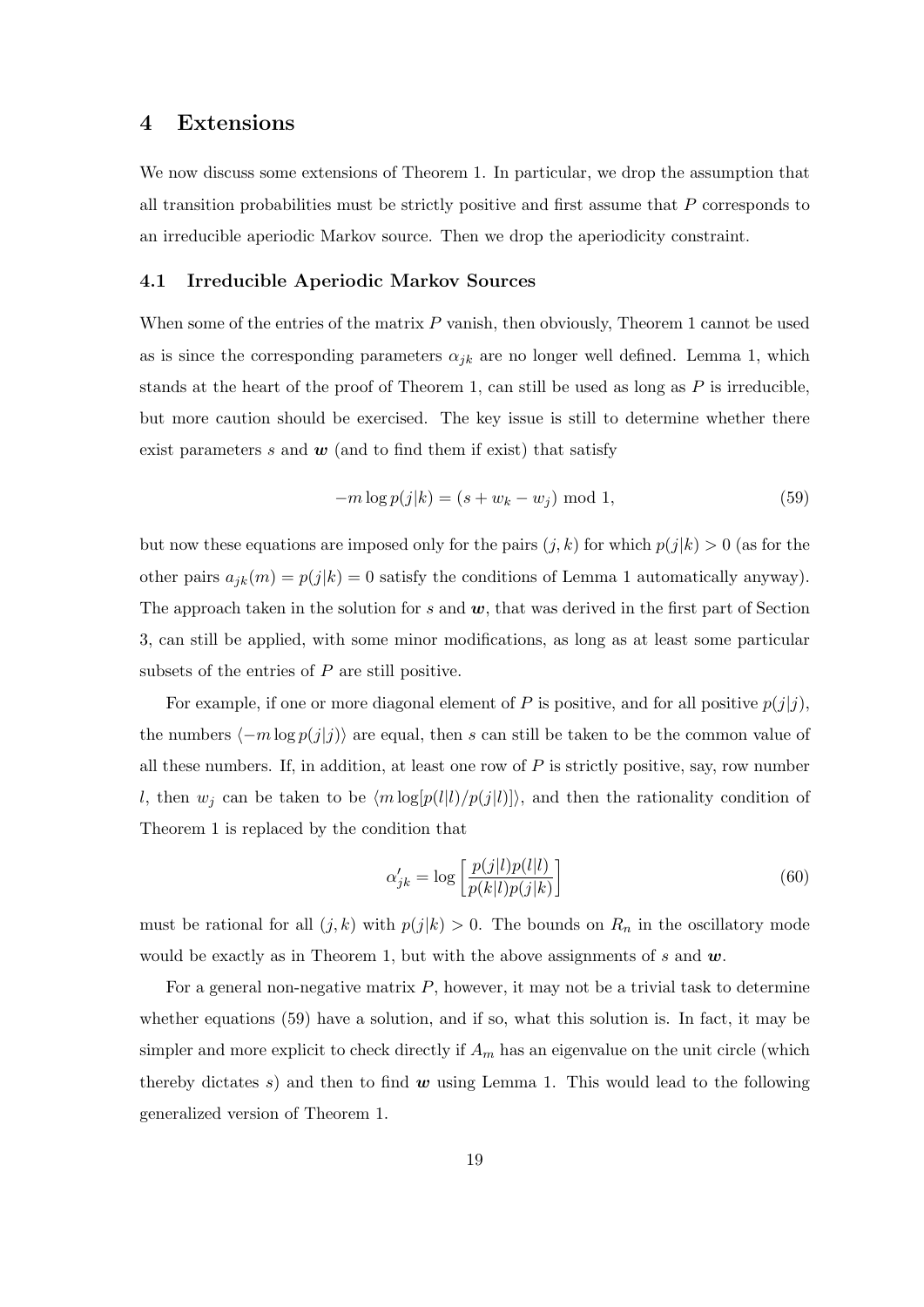## 4 Extensions

We now discuss some extensions of Theorem 1. In particular, we drop the assumption that all transition probabilities must be strictly positive and first assume that $P$ corresponds to an irreducible aperiodic Markov source. Then we drop the aperiodicity constraint.

### 4.1 Irreducible Aperiodic Markov Sources

When some of the entries of the matrix $P$ vanish, then obviously, Theorem 1 cannot be used as is since the corresponding parameters $\alpha_{jk}$ are no longer well defined. Lemma 1, which stands at the heart of the proof of Theorem 1, can still be used as long as $P$ is irreducible, but more caution should be exercised. The key issue is still to determine whether there exist parameters $s$ and $\boldsymbol{w}$ (and to find them if exist) that satisfy

$$-m \log p(j|k) = (s + w_k - w_j) \bmod 1, \tag{59}$$

but now these equations are imposed only for the pairs $(j,k)$ for which $p(j|k) > 0$ (as for the other pairs $a_{jk}(m) = p(j|k) = 0$ satisfy the conditions of Lemma 1 automatically anyway). The approach taken in the solution for $s$ and $\boldsymbol{w}$, that was derived in the first part of Section 3, can still be applied, with some minor modifications, as long as at least some particular subsets of the entries of $P$ are still positive.

For example, if one or more diagonal element of $P$ is positive, and for all positive $p(j|j)$, the numbers $\langle -m \log p(j|j) \rangle$ are equal, then $s$ can still be taken to be the common value of all these numbers. If, in addition, at least one row of $P$ is strictly positive, say, row number $l$, then $w_j$ can be taken to be $\langle m \log[p(l|l)/p(j|l)] \rangle$, and then the rationality condition of Theorem 1 is replaced by the condition that

$$\alpha'_{jk} = \log \left[ \frac{p(j|l)p(l|l)}{p(k|l)p(j|k)} \right] \tag{60}$$

must be rational for all $(j,k)$ with $p(j|k) > 0$. The bounds on $R_n$ in the oscillatory mode would be exactly as in Theorem 1, but with the above assignments of $s$ and $\boldsymbol{w}$.

For a general non-negative matrix $P$, however, it may not be a trivial task to determine whether equations (59) have a solution, and if so, what this solution is. In fact, it may be simpler and more explicit to check directly if $A_m$ has an eigenvalue on the unit circle (which thereby dictates $s$) and then to find $\boldsymbol{w}$ using Lemma 1. This would lead to the following generalized version of Theorem 1.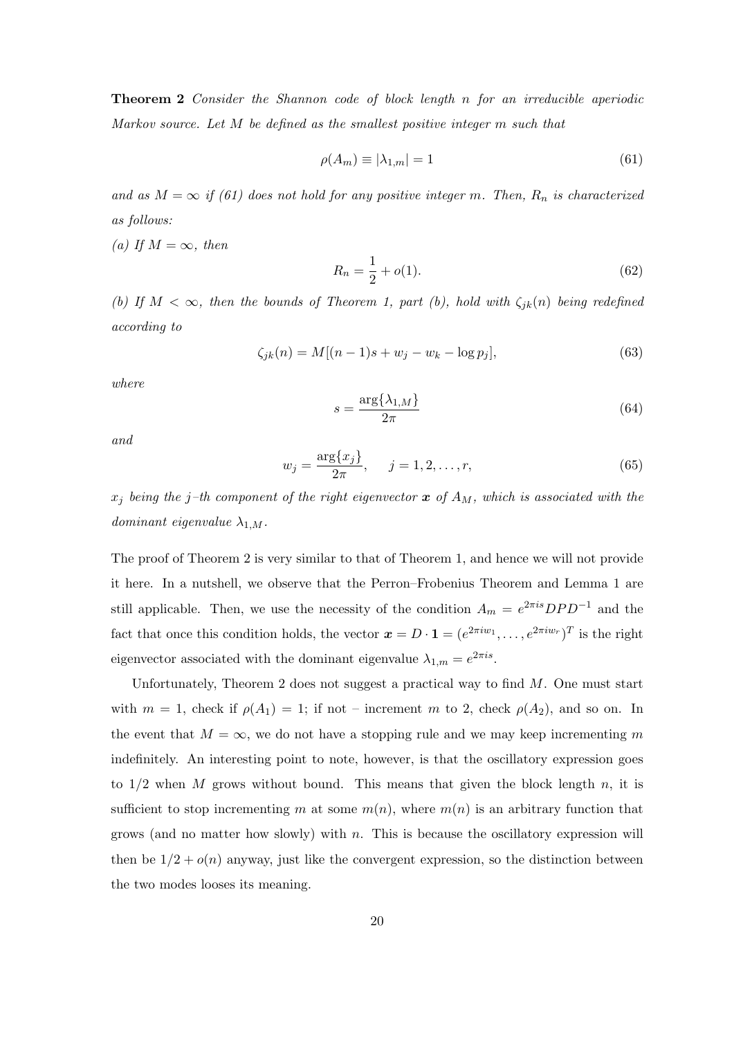**Theorem 2** *Consider the Shannon code of block length $n$ for an irreducible aperiodic Markov source. Let $M$ be defined as the smallest positive integer $m$ such that*

$$\rho(A_m) \equiv |\lambda_{1,m}| = 1 \tag{61}$$

*and as $M = \infty$ if (61) does not hold for any positive integer $m$. Then, $R_n$ is characterized as follows:*

*(a) If $M = \infty$, then*

$$R_n = \frac{1}{2} + o(1). \tag{62}$$

*(b) If $M < \infty$, then the bounds of Theorem 1, part (b), hold with $\zeta_{jk}(n)$ being redefined according to*

$$\zeta_{jk}(n) = M[(n-1)s + w_j - w_k - \log p_j], \tag{63}$$

*where*

$$s = \frac{\arg\{\lambda_{1,M}\}}{2\pi} \tag{64}$$

*and*

$$w_j = \frac{\arg\{x_j\}}{2\pi}, \quad j = 1, 2, \ldots, r, \tag{65}$$

*$x_j$ being the $j$–th component of the right eigenvector $\boldsymbol{x}$ of $A_M$, which is associated with the dominant eigenvalue $\lambda_{1,M}$.*

The proof of Theorem 2 is very similar to that of Theorem 1, and hence we will not provide it here. In a nutshell, we observe that the Perron–Frobenius Theorem and Lemma 1 are still applicable. Then, we use the necessity of the condition $A_m = e^{2\pi is}DPD^{-1}$ and the fact that once this condition holds, the vector $\boldsymbol{x} = D \cdot \mathbf{1} = (e^{2\pi iw_1}, \ldots, e^{2\pi iw_r})^T$ is the right eigenvector associated with the dominant eigenvalue $\lambda_{1,m} = e^{2\pi is}$.

Unfortunately, Theorem 2 does not suggest a practical way to find $M$. One must start with $m = 1$, check if $\rho(A_1) = 1$; if not – increment $m$ to 2, check $\rho(A_2)$, and so on. In the event that $M = \infty$, we do not have a stopping rule and we may keep incrementing $m$ indefinitely. An interesting point to note, however, is that the oscillatory expression goes to $1/2$ when $M$ grows without bound. This means that given the block length $n$, it is sufficient to stop incrementing $m$ at some $m(n)$, where $m(n)$ is an arbitrary function that grows (and no matter how slowly) with $n$. This is because the oscillatory expression will then be $1/2 + o(n)$ anyway, just like the convergent expression, so the distinction between the two modes looses its meaning.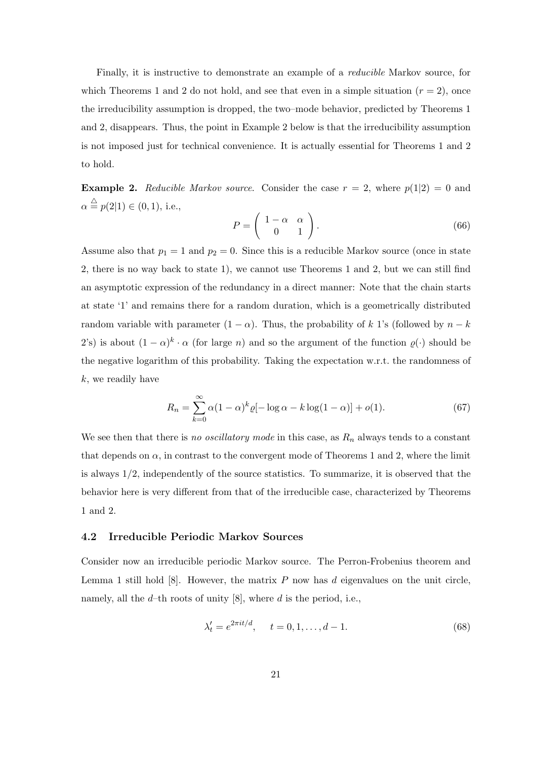Finally, it is instructive to demonstrate an example of a *reducible* Markov source, for which Theorems 1 and 2 do not hold, and see that even in a simple situation ($r = 2$), once the irreducibility assumption is dropped, the two–mode behavior, predicted by Theorems 1 and 2, disappears. Thus, the point in Example 2 below is that the irreducibility assumption is not imposed just for technical convenience. It is actually essential for Theorems 1 and 2 to hold.

**Example 2.** *Reducible Markov source.* Consider the case $r = 2$, where $p(1|2) = 0$ and $\alpha \stackrel{\triangle}{=} p(2|1) \in (0,1)$, i.e.,

$$P = \begin{pmatrix} 1-\alpha & \alpha \\ 0 & 1 \end{pmatrix}. \tag{66}$$

Assume also that $p_1 = 1$ and $p_2 = 0$. Since this is a reducible Markov source (once in state 2, there is no way back to state 1), we cannot use Theorems 1 and 2, but we can still find an asymptotic expression of the redundancy in a direct manner: Note that the chain starts at state '1' and remains there for a random duration, which is a geometrically distributed random variable with parameter $(1-\alpha)$. Thus, the probability of $k$ 1's (followed by $n-k$ 2's) is about $(1-\alpha)^k \cdot \alpha$ (for large $n$) and so the argument of the function $\varrho(\cdot)$ should be the negative logarithm of this probability. Taking the expectation w.r.t. the randomness of $k$, we readily have

$$R_n = \sum_{k=0}^{\infty} \alpha(1-\alpha)^k \varrho[-\log\alpha - k\log(1-\alpha)] + o(1). \tag{67}$$

We see then that there is *no oscillatory mode* in this case, as $R_n$ always tends to a constant that depends on $\alpha$, in contrast to the convergent mode of Theorems 1 and 2, where the limit is always $1/2$, independently of the source statistics. To summarize, it is observed that the behavior here is very different from that of the irreducible case, characterized by Theorems 1 and 2.

### 4.2 Irreducible Periodic Markov Sources

Consider now an irreducible periodic Markov source. The Perron-Frobenius theorem and Lemma 1 still hold [8]. However, the matrix $P$ now has $d$ eigenvalues on the unit circle, namely, all the $d$–th roots of unity [8], where $d$ is the period, i.e.,

$$\lambda'_t = e^{2\pi i t/d}, \quad t = 0, 1, \ldots, d-1. \tag{68}$$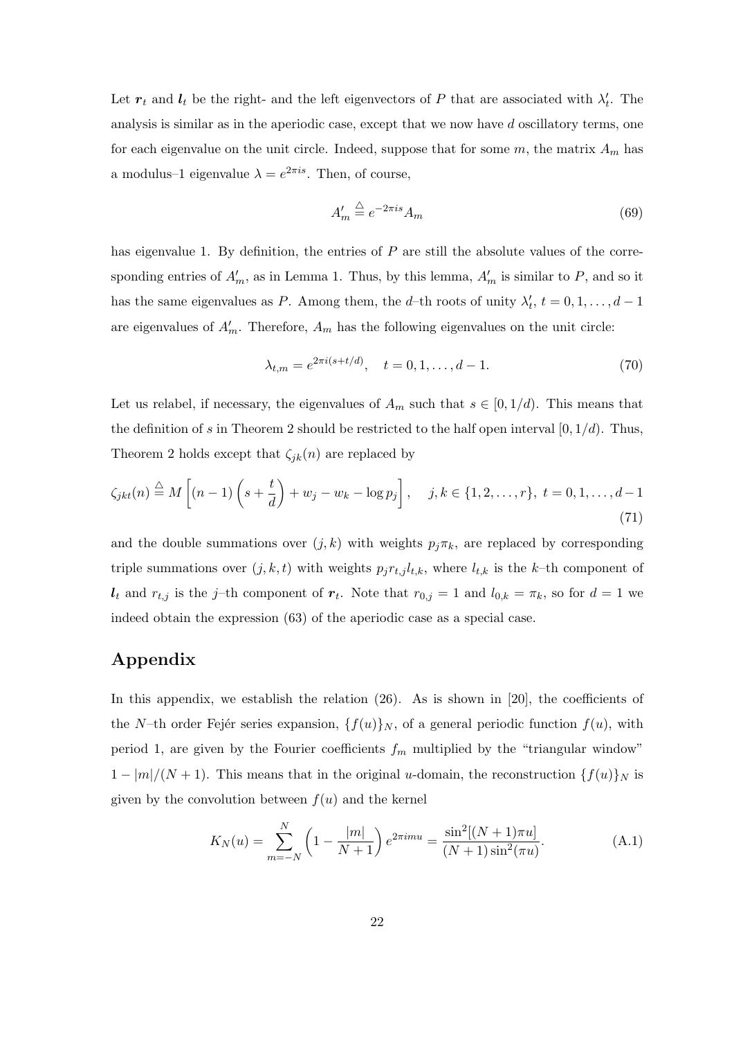Let $\boldsymbol{r}_t$ and $\boldsymbol{l}_t$ be the right- and the left eigenvectors of $P$ that are associated with $\lambda'_t$. The analysis is similar as in the aperiodic case, except that we now have $d$ oscillatory terms, one for each eigenvalue on the unit circle. Indeed, suppose that for some $m$, the matrix $A_m$ has a modulus–1 eigenvalue $\lambda = e^{2\pi is}$. Then, of course,

$$A'_m \stackrel{\triangle}{=} e^{-2\pi is} A_m \tag{69}$$

has eigenvalue 1. By definition, the entries of $P$ are still the absolute values of the corresponding entries of $A'_m$, as in Lemma 1. Thus, by this lemma, $A'_m$ is similar to $P$, and so it has the same eigenvalues as $P$. Among them, the $d$–th roots of unity $\lambda'_t$, $t = 0, 1, \ldots, d-1$ are eigenvalues of $A'_m$. Therefore, $A_m$ has the following eigenvalues on the unit circle:

$$\lambda_{t,m} = e^{2\pi i(s+t/d)}, \quad t = 0, 1, \ldots, d-1. \tag{70}$$

Let us relabel, if necessary, the eigenvalues of $A_m$ such that $s \in [0, 1/d)$. This means that the definition of $s$ in Theorem 2 should be restricted to the half open interval $[0, 1/d)$. Thus, Theorem 2 holds except that $\zeta_{jk}(n)$ are replaced by

$$\zeta_{jkt}(n) \stackrel{\triangle}{=} M\left[(n-1)\left(s + \frac{t}{d}\right) + w_j - w_k - \log p_j\right], \quad j, k \in \{1, 2, \ldots, r\},\ t = 0, 1, \ldots, d-1 \tag{71}$$

and the double summations over $(j, k)$ with weights $p_j \pi_k$, are replaced by corresponding triple summations over $(j, k, t)$ with weights $p_j r_{t,j} l_{t,k}$, where $l_{t,k}$ is the $k$–th component of $\boldsymbol{l}_t$ and $r_{t,j}$ is the $j$–th component of $\boldsymbol{r}_t$. Note that $r_{0,j} = 1$ and $l_{0,k} = \pi_k$, so for $d = 1$ we indeed obtain the expression (63) of the aperiodic case as a special case.

# Appendix

In this appendix, we establish the relation (26). As is shown in [20], the coefficients of the $N$–th order Fejér series expansion, $\{f(u)\}_N$, of a general periodic function $f(u)$, with period 1, are given by the Fourier coefficients $f_m$ multiplied by the "triangular window" $1 - |m|/(N+1)$. This means that in the original $u$-domain, the reconstruction $\{f(u)\}_N$ is given by the convolution between $f(u)$ and the kernel

$$K_N(u) = \sum_{m=-N}^{N} \left(1 - \frac{|m|}{N+1}\right) e^{2\pi imu} = \frac{\sin^2[(N+1)\pi u]}{(N+1)\sin^2(\pi u)}. \tag{A.1}$$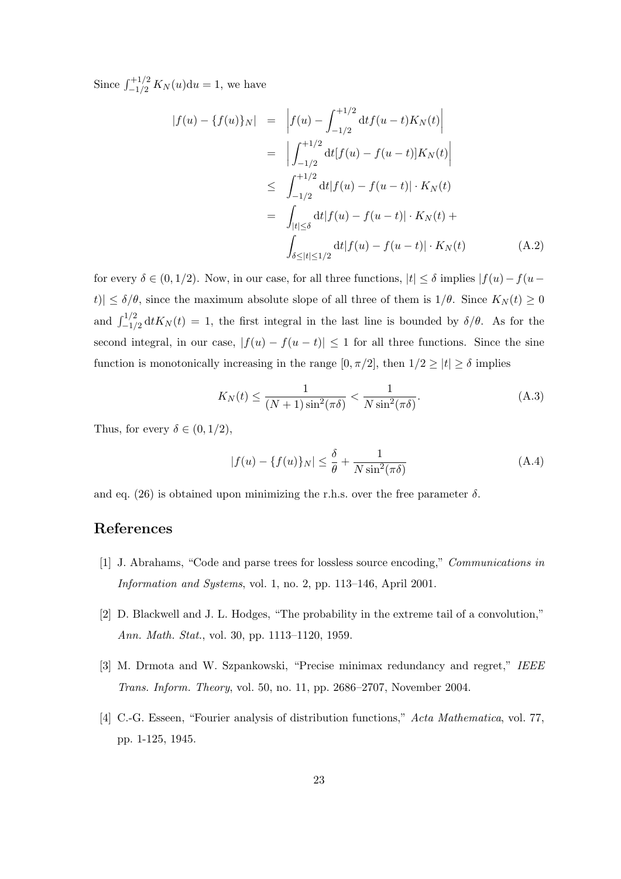Since $\int_{-1/2}^{+1/2} K_N(u)\mathrm{d}u = 1$, we have

$$
\begin{aligned}
|f(u) - \{f(u)\}_N| &= \left| f(u) - \int_{-1/2}^{+1/2} \mathrm{d}t f(u-t) K_N(t) \right| \\
&= \left| \int_{-1/2}^{+1/2} \mathrm{d}t [f(u) - f(u-t)] K_N(t) \right| \\
&\leq \int_{-1/2}^{+1/2} \mathrm{d}t |f(u) - f(u-t)| \cdot K_N(t) \\
&= \int_{|t|\leq\delta} \mathrm{d}t |f(u) - f(u-t)| \cdot K_N(t) + \\
&\quad \int_{\delta\leq|t|\leq 1/2} \mathrm{d}t |f(u) - f(u-t)| \cdot K_N(t) \qquad \text{(A.2)}
\end{aligned}
$$

for every $\delta \in (0, 1/2)$. Now, in our case, for all three functions, $|t| \leq \delta$ implies $|f(u) - f(u-t)| \leq \delta/\theta$, since the maximum absolute slope of all three of them is $1/\theta$. Since $K_N(t) \geq 0$ and $\int_{-1/2}^{1/2} \mathrm{d}t K_N(t) = 1$, the first integral in the last line is bounded by $\delta/\theta$. As for the second integral, in our case, $|f(u) - f(u-t)| \leq 1$ for all three functions. Since the sine function is monotonically increasing in the range $[0, \pi/2]$, then $1/2 \geq |t| \geq \delta$ implies

$$
K_N(t) \leq \frac{1}{(N+1)\sin^2(\pi\delta)} < \frac{1}{N\sin^2(\pi\delta)}. \qquad \text{(A.3)}
$$

Thus, for every $\delta \in (0, 1/2)$,

$$
|f(u) - \{f(u)\}_N| \leq \frac{\delta}{\theta} + \frac{1}{N\sin^2(\pi\delta)} \qquad \text{(A.4)}
$$

and eq. (26) is obtained upon minimizing the r.h.s. over the free parameter $\delta$.

# References

[1] J. Abrahams, "Code and parse trees for lossless source encoding," *Communications in Information and Systems*, vol. 1, no. 2, pp. 113–146, April 2001.

[2] D. Blackwell and J. L. Hodges, "The probability in the extreme tail of a convolution," *Ann. Math. Stat.*, vol. 30, pp. 1113–1120, 1959.

[3] M. Drmota and W. Szpankowski, "Precise minimax redundancy and regret," *IEEE Trans. Inform. Theory*, vol. 50, no. 11, pp. 2686–2707, November 2004.

[4] C.-G. Esseen, "Fourier analysis of distribution functions," *Acta Mathematica*, vol. 77, pp. 1-125, 1945.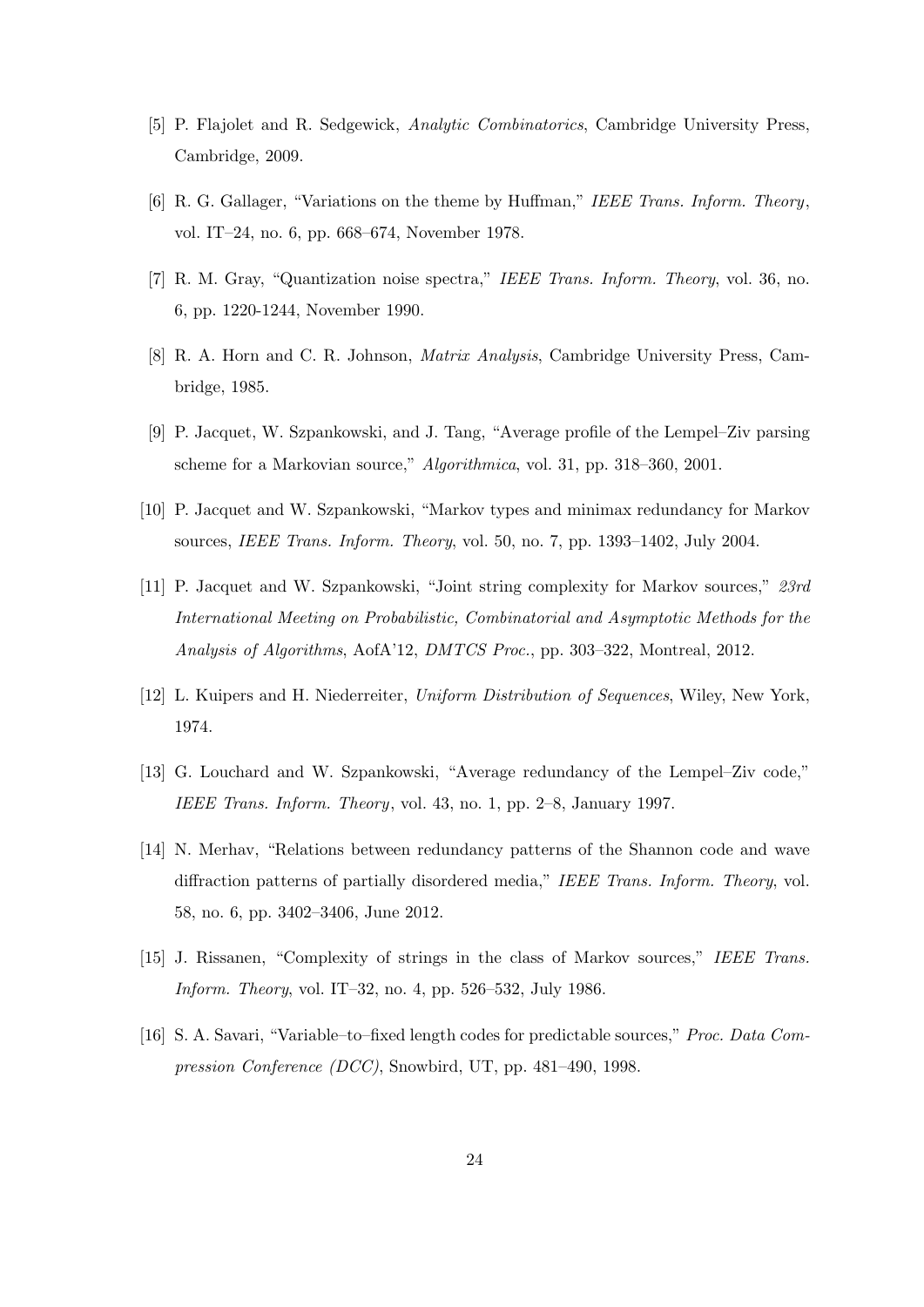[5] P. Flajolet and R. Sedgewick, *Analytic Combinatorics*, Cambridge University Press, Cambridge, 2009.

[6] R. G. Gallager, "Variations on the theme by Huffman," *IEEE Trans. Inform. Theory*, vol. IT–24, no. 6, pp. 668–674, November 1978.

[7] R. M. Gray, "Quantization noise spectra," *IEEE Trans. Inform. Theory*, vol. 36, no. 6, pp. 1220-1244, November 1990.

[8] R. A. Horn and C. R. Johnson, *Matrix Analysis*, Cambridge University Press, Cambridge, 1985.

[9] P. Jacquet, W. Szpankowski, and J. Tang, "Average profile of the Lempel–Ziv parsing scheme for a Markovian source," *Algorithmica*, vol. 31, pp. 318–360, 2001.

[10] P. Jacquet and W. Szpankowski, "Markov types and minimax redundancy for Markov sources, *IEEE Trans. Inform. Theory*, vol. 50, no. 7, pp. 1393–1402, July 2004.

[11] P. Jacquet and W. Szpankowski, "Joint string complexity for Markov sources," *23rd International Meeting on Probabilistic, Combinatorial and Asymptotic Methods for the Analysis of Algorithms*, AofA'12, *DMTCS Proc.*, pp. 303–322, Montreal, 2012.

[12] L. Kuipers and H. Niederreiter, *Uniform Distribution of Sequences*, Wiley, New York, 1974.

[13] G. Louchard and W. Szpankowski, "Average redundancy of the Lempel–Ziv code," *IEEE Trans. Inform. Theory*, vol. 43, no. 1, pp. 2–8, January 1997.

[14] N. Merhav, "Relations between redundancy patterns of the Shannon code and wave diffraction patterns of partially disordered media," *IEEE Trans. Inform. Theory*, vol. 58, no. 6, pp. 3402–3406, June 2012.

[15] J. Rissanen, "Complexity of strings in the class of Markov sources," *IEEE Trans. Inform. Theory*, vol. IT–32, no. 4, pp. 526–532, July 1986.

[16] S. A. Savari, "Variable–to–fixed length codes for predictable sources," *Proc. Data Compression Conference (DCC)*, Snowbird, UT, pp. 481–490, 1998.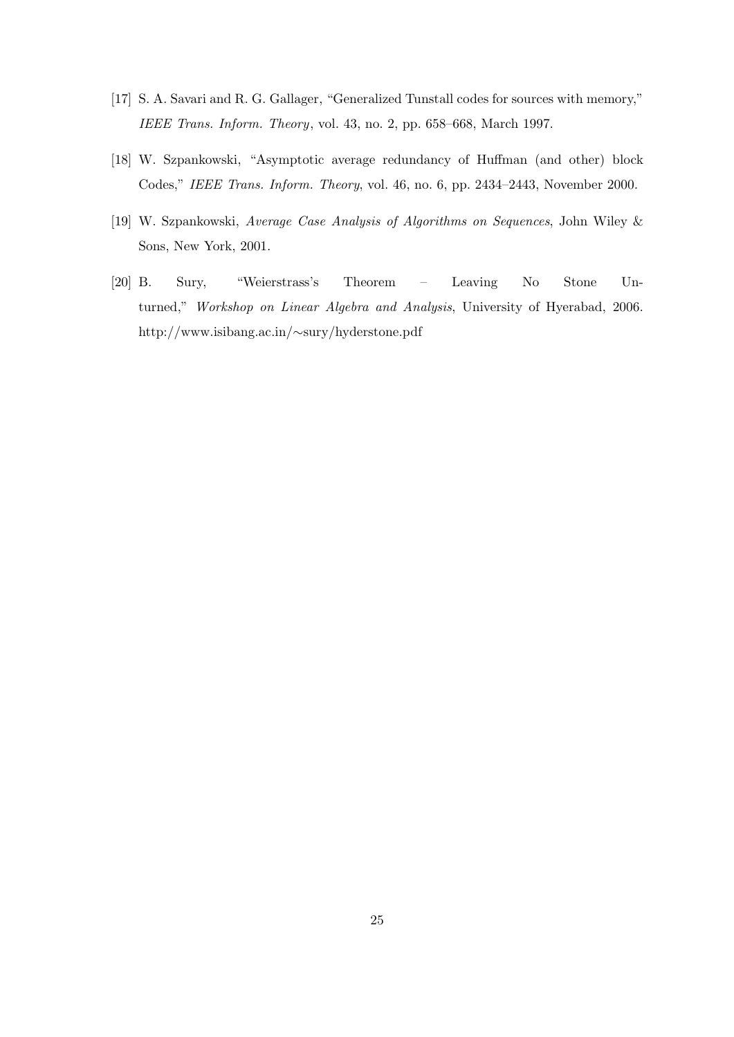[17] S. A. Savari and R. G. Gallager, "Generalized Tunstall codes for sources with memory," *IEEE Trans. Inform. Theory*, vol. 43, no. 2, pp. 658–668, March 1997.

[18] W. Szpankowski, "Asymptotic average redundancy of Huffman (and other) block Codes," *IEEE Trans. Inform. Theory*, vol. 46, no. 6, pp. 2434–2443, November 2000.

[19] W. Szpankowski, *Average Case Analysis of Algorithms on Sequences*, John Wiley & Sons, New York, 2001.

[20] B. Sury, "Weierstrass's Theorem – Leaving No Stone Unturned," *Workshop on Linear Algebra and Analysis*, University of Hyerabad, 2006. http://www.isibang.ac.in/∼sury/hyderstone.pdf